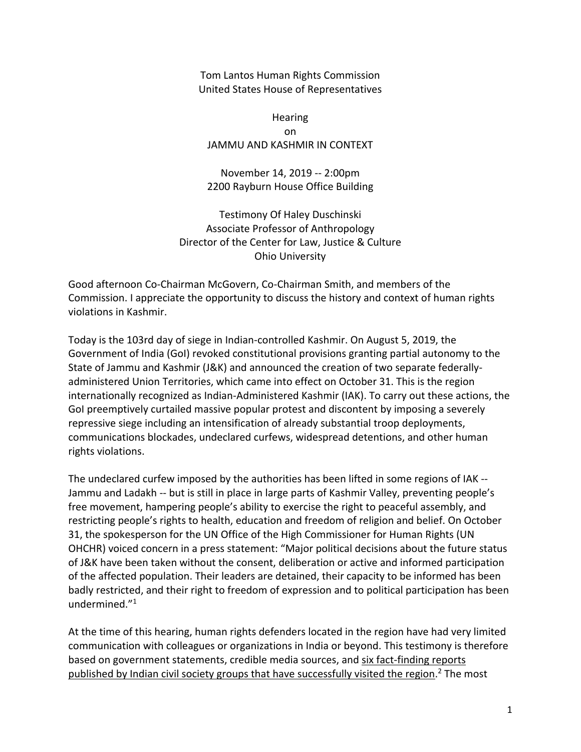Tom Lantos Human Rights Commission
United States House of Representatives

Hearing
on
JAMMU AND KASHMIR IN CONTEXT

November 14, 2019 -- 2:00pm
2200 Rayburn House Office Building

Testimony Of Haley Duschinski
Associate Professor of Anthropology
Director of the Center for Law, Justice & Culture
Ohio University

Good afternoon Co-Chairman McGovern, Co-Chairman Smith, and members of the Commission. I appreciate the opportunity to discuss the history and context of human rights violations in Kashmir.

Today is the 103rd day of siege in Indian-controlled Kashmir. On August 5, 2019, the Government of India (GoI) revoked constitutional provisions granting partial autonomy to the State of Jammu and Kashmir (J&K) and announced the creation of two separate federally-administered Union Territories, which came into effect on October 31. This is the region internationally recognized as Indian-Administered Kashmir (IAK). To carry out these actions, the GoI preemptively curtailed massive popular protest and discontent by imposing a severely repressive siege including an intensification of already substantial troop deployments, communications blockades, undeclared curfews, widespread detentions, and other human rights violations.

The undeclared curfew imposed by the authorities has been lifted in some regions of IAK -- Jammu and Ladakh -- but is still in place in large parts of Kashmir Valley, preventing people's free movement, hampering people's ability to exercise the right to peaceful assembly, and restricting people's rights to health, education and freedom of religion and belief. On October 31, the spokesperson for the UN Office of the High Commissioner for Human Rights (UN OHCHR) voiced concern in a press statement: "Major political decisions about the future status of J&K have been taken without the consent, deliberation or active and informed participation of the affected population. Their leaders are detained, their capacity to be informed has been badly restricted, and their right to freedom of expression and to political participation has been undermined."[1]

At the time of this hearing, human rights defenders located in the region have had very limited communication with colleagues or organizations in India or beyond. This testimony is therefore based on government statements, credible media sources, and six fact-finding reports published by Indian civil society groups that have successfully visited the region.[2] The most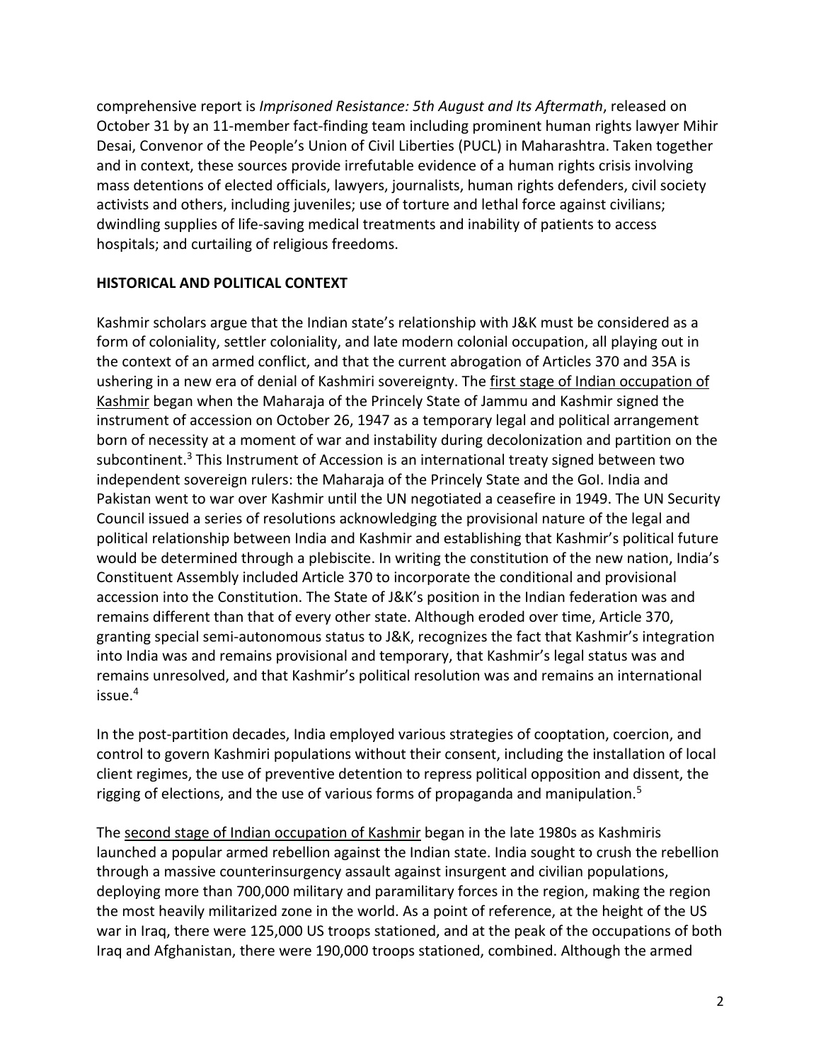comprehensive report is *Imprisoned Resistance: 5th August and Its Aftermath*, released on October 31 by an 11-member fact-finding team including prominent human rights lawyer Mihir Desai, Convenor of the People's Union of Civil Liberties (PUCL) in Maharashtra. Taken together and in context, these sources provide irrefutable evidence of a human rights crisis involving mass detentions of elected officials, lawyers, journalists, human rights defenders, civil society activists and others, including juveniles; use of torture and lethal force against civilians; dwindling supplies of life-saving medical treatments and inability of patients to access hospitals; and curtailing of religious freedoms.

## HISTORICAL AND POLITICAL CONTEXT

Kashmir scholars argue that the Indian state's relationship with J&K must be considered as a form of coloniality, settler coloniality, and late modern colonial occupation, all playing out in the context of an armed conflict, and that the current abrogation of Articles 370 and 35A is ushering in a new era of denial of Kashmiri sovereignty. The first stage of Indian occupation of Kashmir began when the Maharaja of the Princely State of Jammu and Kashmir signed the instrument of accession on October 26, 1947 as a temporary legal and political arrangement born of necessity at a moment of war and instability during decolonization and partition on the subcontinent.[3] This Instrument of Accession is an international treaty signed between two independent sovereign rulers: the Maharaja of the Princely State and the GoI. India and Pakistan went to war over Kashmir until the UN negotiated a ceasefire in 1949. The UN Security Council issued a series of resolutions acknowledging the provisional nature of the legal and political relationship between India and Kashmir and establishing that Kashmir's political future would be determined through a plebiscite. In writing the constitution of the new nation, India's Constituent Assembly included Article 370 to incorporate the conditional and provisional accession into the Constitution. The State of J&K's position in the Indian federation was and remains different than that of every other state. Although eroded over time, Article 370, granting special semi-autonomous status to J&K, recognizes the fact that Kashmir's integration into India was and remains provisional and temporary, that Kashmir's legal status was and remains unresolved, and that Kashmir's political resolution was and remains an international issue.[4]

In the post-partition decades, India employed various strategies of cooptation, coercion, and control to govern Kashmiri populations without their consent, including the installation of local client regimes, the use of preventive detention to repress political opposition and dissent, the rigging of elections, and the use of various forms of propaganda and manipulation.[5]

The second stage of Indian occupation of Kashmir began in the late 1980s as Kashmiris launched a popular armed rebellion against the Indian state. India sought to crush the rebellion through a massive counterinsurgency assault against insurgent and civilian populations, deploying more than 700,000 military and paramilitary forces in the region, making the region the most heavily militarized zone in the world. As a point of reference, at the height of the US war in Iraq, there were 125,000 US troops stationed, and at the peak of the occupations of both Iraq and Afghanistan, there were 190,000 troops stationed, combined. Although the armed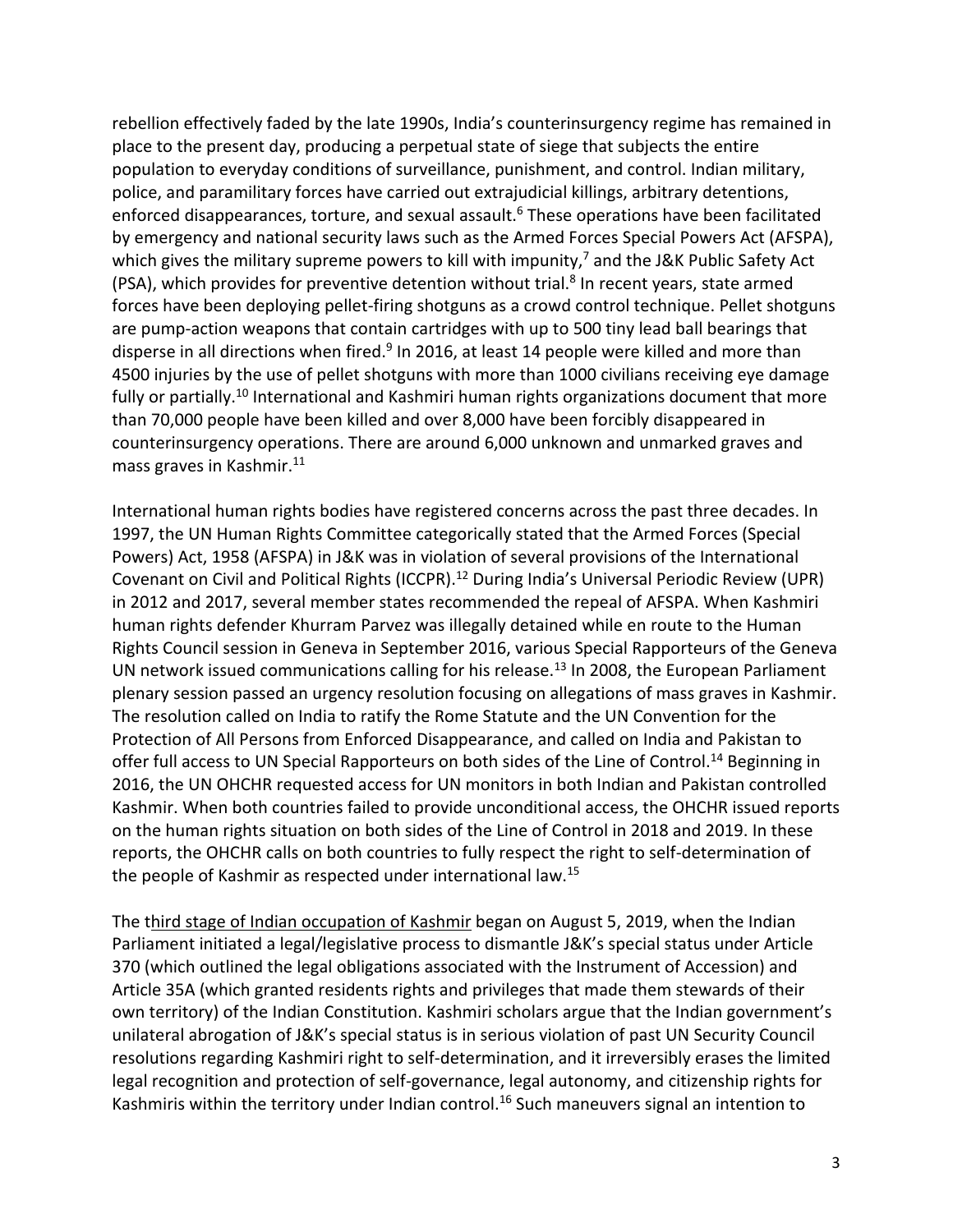rebellion effectively faded by the late 1990s, India's counterinsurgency regime has remained in place to the present day, producing a perpetual state of siege that subjects the entire population to everyday conditions of surveillance, punishment, and control. Indian military, police, and paramilitary forces have carried out extrajudicial killings, arbitrary detentions, enforced disappearances, torture, and sexual assault.[6] These operations have been facilitated by emergency and national security laws such as the Armed Forces Special Powers Act (AFSPA), which gives the military supreme powers to kill with impunity,[7] and the J&K Public Safety Act (PSA), which provides for preventive detention without trial.[8] In recent years, state armed forces have been deploying pellet-firing shotguns as a crowd control technique. Pellet shotguns are pump-action weapons that contain cartridges with up to 500 tiny lead ball bearings that disperse in all directions when fired.[9] In 2016, at least 14 people were killed and more than 4500 injuries by the use of pellet shotguns with more than 1000 civilians receiving eye damage fully or partially.[10] International and Kashmiri human rights organizations document that more than 70,000 people have been killed and over 8,000 have been forcibly disappeared in counterinsurgency operations. There are around 6,000 unknown and unmarked graves and mass graves in Kashmir.[11]

International human rights bodies have registered concerns across the past three decades. In 1997, the UN Human Rights Committee categorically stated that the Armed Forces (Special Powers) Act, 1958 (AFSPA) in J&K was in violation of several provisions of the International Covenant on Civil and Political Rights (ICCPR).[12] During India's Universal Periodic Review (UPR) in 2012 and 2017, several member states recommended the repeal of AFSPA. When Kashmiri human rights defender Khurram Parvez was illegally detained while en route to the Human Rights Council session in Geneva in September 2016, various Special Rapporteurs of the Geneva UN network issued communications calling for his release.[13] In 2008, the European Parliament plenary session passed an urgency resolution focusing on allegations of mass graves in Kashmir. The resolution called on India to ratify the Rome Statute and the UN Convention for the Protection of All Persons from Enforced Disappearance, and called on India and Pakistan to offer full access to UN Special Rapporteurs on both sides of the Line of Control.[14] Beginning in 2016, the UN OHCHR requested access for UN monitors in both Indian and Pakistan controlled Kashmir. When both countries failed to provide unconditional access, the OHCHR issued reports on the human rights situation on both sides of the Line of Control in 2018 and 2019. In these reports, the OHCHR calls on both countries to fully respect the right to self-determination of the people of Kashmir as respected under international law.[15]

The third stage of Indian occupation of Kashmir began on August 5, 2019, when the Indian Parliament initiated a legal/legislative process to dismantle J&K's special status under Article 370 (which outlined the legal obligations associated with the Instrument of Accession) and Article 35A (which granted residents rights and privileges that made them stewards of their own territory) of the Indian Constitution. Kashmiri scholars argue that the Indian government's unilateral abrogation of J&K's special status is in serious violation of past UN Security Council resolutions regarding Kashmiri right to self-determination, and it irreversibly erases the limited legal recognition and protection of self-governance, legal autonomy, and citizenship rights for Kashmiris within the territory under Indian control.[16] Such maneuvers signal an intention to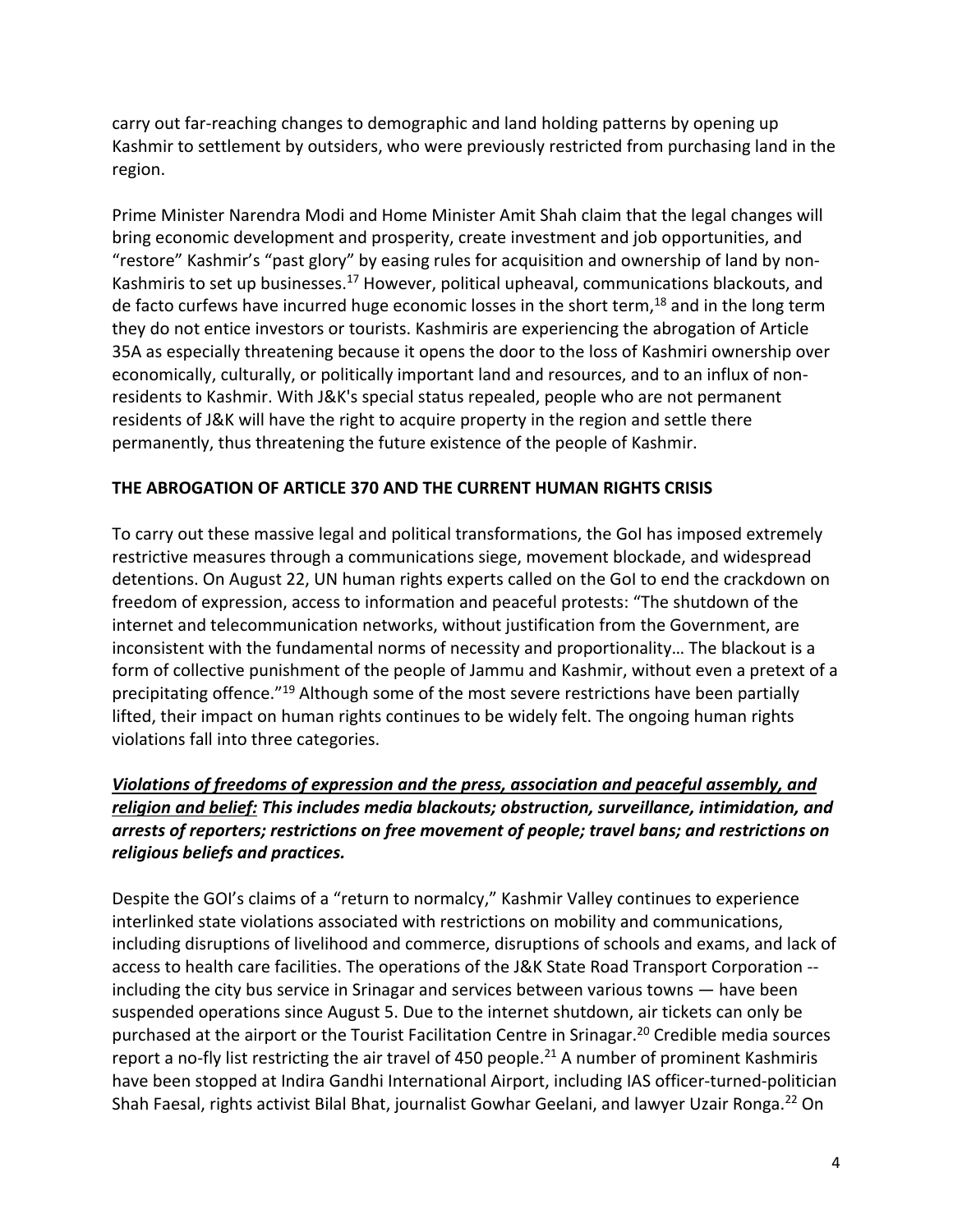carry out far-reaching changes to demographic and land holding patterns by opening up Kashmir to settlement by outsiders, who were previously restricted from purchasing land in the region.

Prime Minister Narendra Modi and Home Minister Amit Shah claim that the legal changes will bring economic development and prosperity, create investment and job opportunities, and "restore" Kashmir's "past glory" by easing rules for acquisition and ownership of land by non-Kashmiris to set up businesses.[17] However, political upheaval, communications blackouts, and de facto curfews have incurred huge economic losses in the short term,[18] and in the long term they do not entice investors or tourists. Kashmiris are experiencing the abrogation of Article 35A as especially threatening because it opens the door to the loss of Kashmiri ownership over economically, culturally, or politically important land and resources, and to an influx of non-residents to Kashmir. With J&K's special status repealed, people who are not permanent residents of J&K will have the right to acquire property in the region and settle there permanently, thus threatening the future existence of the people of Kashmir.

## THE ABROGATION OF ARTICLE 370 AND THE CURRENT HUMAN RIGHTS CRISIS

To carry out these massive legal and political transformations, the GoI has imposed extremely restrictive measures through a communications siege, movement blockade, and widespread detentions. On August 22, UN human rights experts called on the GoI to end the crackdown on freedom of expression, access to information and peaceful protests: "The shutdown of the internet and telecommunication networks, without justification from the Government, are inconsistent with the fundamental norms of necessity and proportionality… The blackout is a form of collective punishment of the people of Jammu and Kashmir, without even a pretext of a precipitating offence."[19] Although some of the most severe restrictions have been partially lifted, their impact on human rights continues to be widely felt. The ongoing human rights violations fall into three categories.

***Violations of freedoms of expression and the press, association and peaceful assembly, and religion and belief:* This includes media blackouts; obstruction, surveillance, intimidation, and arrests of reporters; restrictions on free movement of people; travel bans; and restrictions on religious beliefs and practices.**

Despite the GOI's claims of a "return to normalcy," Kashmir Valley continues to experience interlinked state violations associated with restrictions on mobility and communications, including disruptions of livelihood and commerce, disruptions of schools and exams, and lack of access to health care facilities. The operations of the J&K State Road Transport Corporation -- including the city bus service in Srinagar and services between various towns — have been suspended operations since August 5. Due to the internet shutdown, air tickets can only be purchased at the airport or the Tourist Facilitation Centre in Srinagar.[20] Credible media sources report a no-fly list restricting the air travel of 450 people.[21] A number of prominent Kashmiris have been stopped at Indira Gandhi International Airport, including IAS officer-turned-politician Shah Faesal, rights activist Bilal Bhat, journalist Gowhar Geelani, and lawyer Uzair Ronga.[22] On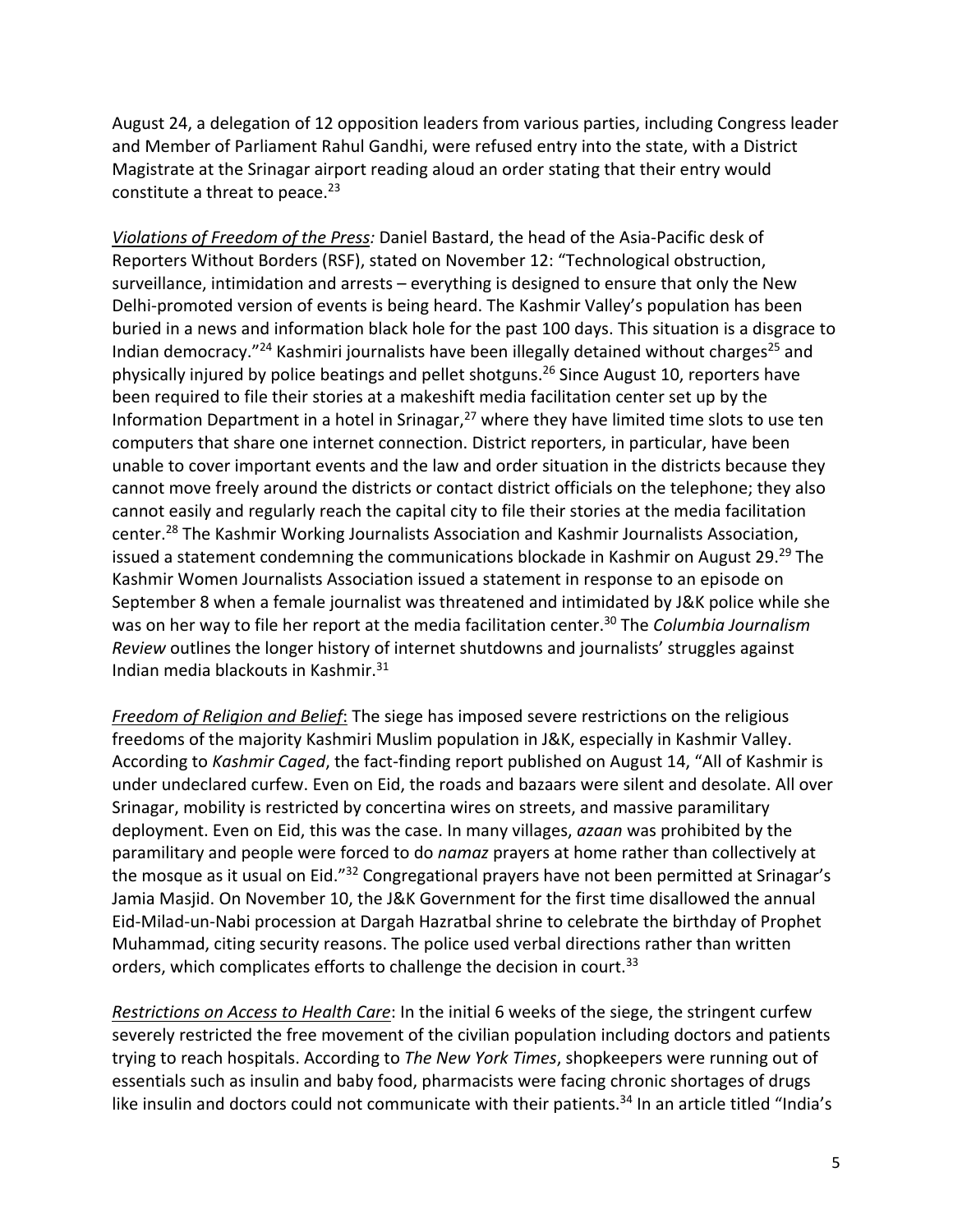August 24, a delegation of 12 opposition leaders from various parties, including Congress leader and Member of Parliament Rahul Gandhi, were refused entry into the state, with a District Magistrate at the Srinagar airport reading aloud an order stating that their entry would constitute a threat to peace.[23]

*Violations of Freedom of the Press:* Daniel Bastard, the head of the Asia-Pacific desk of Reporters Without Borders (RSF), stated on November 12: "Technological obstruction, surveillance, intimidation and arrests – everything is designed to ensure that only the New Delhi-promoted version of events is being heard. The Kashmir Valley's population has been buried in a news and information black hole for the past 100 days. This situation is a disgrace to Indian democracy."[24] Kashmiri journalists have been illegally detained without charges[25] and physically injured by police beatings and pellet shotguns.[26] Since August 10, reporters have been required to file their stories at a makeshift media facilitation center set up by the Information Department in a hotel in Srinagar,[27] where they have limited time slots to use ten computers that share one internet connection. District reporters, in particular, have been unable to cover important events and the law and order situation in the districts because they cannot move freely around the districts or contact district officials on the telephone; they also cannot easily and regularly reach the capital city to file their stories at the media facilitation center.[28] The Kashmir Working Journalists Association and Kashmir Journalists Association, issued a statement condemning the communications blockade in Kashmir on August 29.[29] The Kashmir Women Journalists Association issued a statement in response to an episode on September 8 when a female journalist was threatened and intimidated by J&K police while she was on her way to file her report at the media facilitation center.[30] The *Columbia Journalism Review* outlines the longer history of internet shutdowns and journalists' struggles against Indian media blackouts in Kashmir.[31]

*Freedom of Religion and Belief*: The siege has imposed severe restrictions on the religious freedoms of the majority Kashmiri Muslim population in J&K, especially in Kashmir Valley. According to *Kashmir Caged*, the fact-finding report published on August 14, "All of Kashmir is under undeclared curfew. Even on Eid, the roads and bazaars were silent and desolate. All over Srinagar, mobility is restricted by concertina wires on streets, and massive paramilitary deployment. Even on Eid, this was the case. In many villages, *azaan* was prohibited by the paramilitary and people were forced to do *namaz* prayers at home rather than collectively at the mosque as it usual on Eid."[32] Congregational prayers have not been permitted at Srinagar's Jamia Masjid. On November 10, the J&K Government for the first time disallowed the annual Eid-Milad-un-Nabi procession at Dargah Hazratbal shrine to celebrate the birthday of Prophet Muhammad, citing security reasons. The police used verbal directions rather than written orders, which complicates efforts to challenge the decision in court.[33]

*Restrictions on Access to Health Care*: In the initial 6 weeks of the siege, the stringent curfew severely restricted the free movement of the civilian population including doctors and patients trying to reach hospitals. According to *The New York Times*, shopkeepers were running out of essentials such as insulin and baby food, pharmacists were facing chronic shortages of drugs like insulin and doctors could not communicate with their patients.[34] In an article titled "India's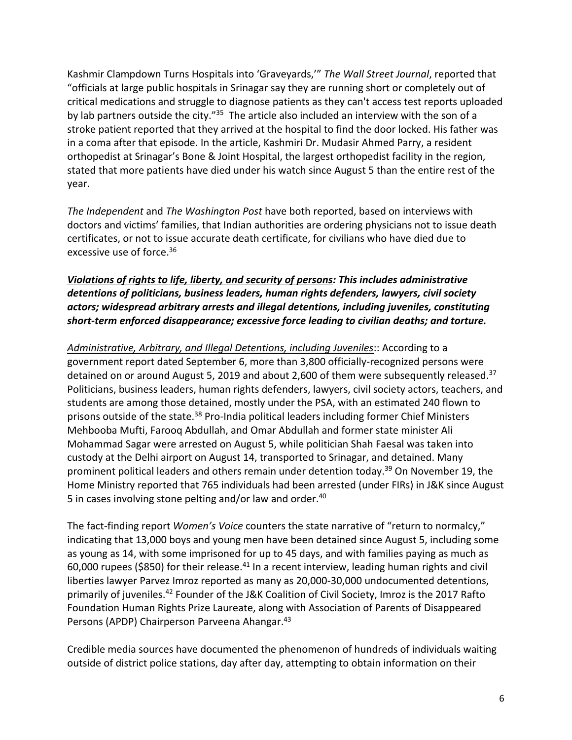Kashmir Clampdown Turns Hospitals into 'Graveyards,'" *The Wall Street Journal*, reported that "officials at large public hospitals in Srinagar say they are running short or completely out of critical medications and struggle to diagnose patients as they can't access test reports uploaded by lab partners outside the city."[35] The article also included an interview with the son of a stroke patient reported that they arrived at the hospital to find the door locked. His father was in a coma after that episode. In the article, Kashmiri Dr. Mudasir Ahmed Parry, a resident orthopedist at Srinagar's Bone & Joint Hospital, the largest orthopedist facility in the region, stated that more patients have died under his watch since August 5 than the entire rest of the year.

*The Independent* and *The Washington Post* have both reported, based on interviews with doctors and victims' families, that Indian authorities are ordering physicians not to issue death certificates, or not to issue accurate death certificate, for civilians who have died due to excessive use of force.[36]

***<u>Violations of rights to life, liberty, and security of persons</u>: This includes administrative detentions of politicians, business leaders, human rights defenders, lawyers, civil society actors; widespread arbitrary arrests and illegal detentions, including juveniles, constituting short-term enforced disappearance; excessive force leading to civilian deaths; and torture.***

*<u>Administrative, Arbitrary, and Illegal Detentions, including Juveniles</u>*:: According to a government report dated September 6, more than 3,800 officially-recognized persons were detained on or around August 5, 2019 and about 2,600 of them were subsequently released.[37] Politicians, business leaders, human rights defenders, lawyers, civil society actors, teachers, and students are among those detained, mostly under the PSA, with an estimated 240 flown to prisons outside of the state.[38] Pro-India political leaders including former Chief Ministers Mehbooba Mufti, Farooq Abdullah, and Omar Abdullah and former state minister Ali Mohammad Sagar were arrested on August 5, while politician Shah Faesal was taken into custody at the Delhi airport on August 14, transported to Srinagar, and detained. Many prominent political leaders and others remain under detention today.[39] On November 19, the Home Ministry reported that 765 individuals had been arrested (under FIRs) in J&K since August 5 in cases involving stone pelting and/or law and order.[40]

The fact-finding report *Women's Voice* counters the state narrative of "return to normalcy," indicating that 13,000 boys and young men have been detained since August 5, including some as young as 14, with some imprisoned for up to 45 days, and with families paying as much as 60,000 rupees ($850) for their release.[41] In a recent interview, leading human rights and civil liberties lawyer Parvez Imroz reported as many as 20,000-30,000 undocumented detentions, primarily of juveniles.[42] Founder of the J&K Coalition of Civil Society, Imroz is the 2017 Rafto Foundation Human Rights Prize Laureate, along with Association of Parents of Disappeared Persons (APDP) Chairperson Parveena Ahangar.[43]

Credible media sources have documented the phenomenon of hundreds of individuals waiting outside of district police stations, day after day, attempting to obtain information on their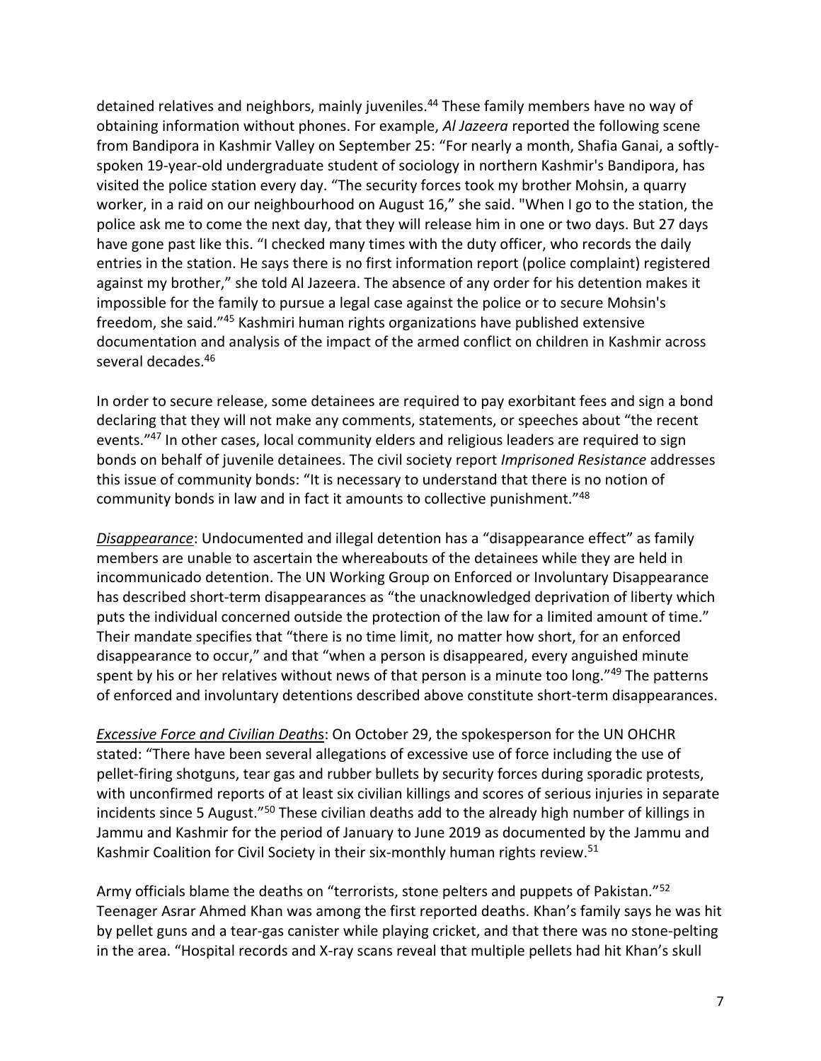detained relatives and neighbors, mainly juveniles.[44] These family members have no way of obtaining information without phones. For example, *Al Jazeera* reported the following scene from Bandipora in Kashmir Valley on September 25: "For nearly a month, Shafia Ganai, a softly-spoken 19-year-old undergraduate student of sociology in northern Kashmir's Bandipora, has visited the police station every day. "The security forces took my brother Mohsin, a quarry worker, in a raid on our neighbourhood on August 16," she said. "When I go to the station, the police ask me to come the next day, that they will release him in one or two days. But 27 days have gone past like this. "I checked many times with the duty officer, who records the daily entries in the station. He says there is no first information report (police complaint) registered against my brother," she told Al Jazeera. The absence of any order for his detention makes it impossible for the family to pursue a legal case against the police or to secure Mohsin's freedom, she said."[45] Kashmiri human rights organizations have published extensive documentation and analysis of the impact of the armed conflict on children in Kashmir across several decades.[46]

In order to secure release, some detainees are required to pay exorbitant fees and sign a bond declaring that they will not make any comments, statements, or speeches about "the recent events."[47] In other cases, local community elders and religious leaders are required to sign bonds on behalf of juvenile detainees. The civil society report *Imprisoned Resistance* addresses this issue of community bonds: "It is necessary to understand that there is no notion of community bonds in law and in fact it amounts to collective punishment."[48]

*Disappearance*: Undocumented and illegal detention has a "disappearance effect" as family members are unable to ascertain the whereabouts of the detainees while they are held in incommunicado detention. The UN Working Group on Enforced or Involuntary Disappearance has described short-term disappearances as "the unacknowledged deprivation of liberty which puts the individual concerned outside the protection of the law for a limited amount of time." Their mandate specifies that "there is no time limit, no matter how short, for an enforced disappearance to occur," and that "when a person is disappeared, every anguished minute spent by his or her relatives without news of that person is a minute too long."[49] The patterns of enforced and involuntary detentions described above constitute short-term disappearances.

*Excessive Force and Civilian Deaths*: On October 29, the spokesperson for the UN OHCHR stated: "There have been several allegations of excessive use of force including the use of pellet-firing shotguns, tear gas and rubber bullets by security forces during sporadic protests, with unconfirmed reports of at least six civilian killings and scores of serious injuries in separate incidents since 5 August."[50] These civilian deaths add to the already high number of killings in Jammu and Kashmir for the period of January to June 2019 as documented by the Jammu and Kashmir Coalition for Civil Society in their six-monthly human rights review.[51]

Army officials blame the deaths on "terrorists, stone pelters and puppets of Pakistan."[52] Teenager Asrar Ahmed Khan was among the first reported deaths. Khan's family says he was hit by pellet guns and a tear-gas canister while playing cricket, and that there was no stone-pelting in the area. "Hospital records and X-ray scans reveal that multiple pellets had hit Khan's skull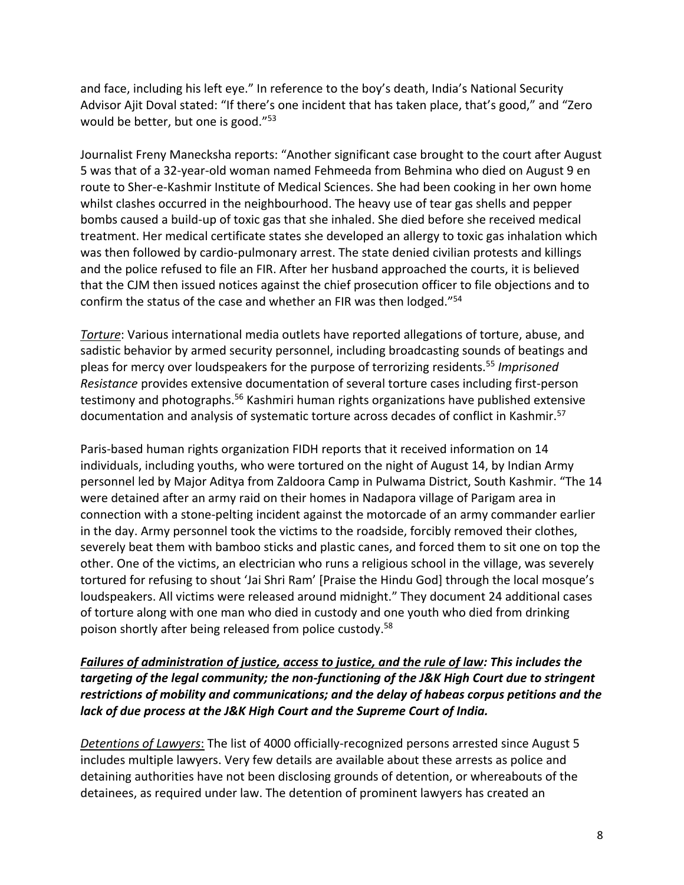and face, including his left eye." In reference to the boy's death, India's National Security Advisor Ajit Doval stated: "If there's one incident that has taken place, that's good," and "Zero would be better, but one is good."[53]

Journalist Freny Manecksha reports: "Another significant case brought to the court after August 5 was that of a 32-year-old woman named Fehmeeda from Behmina who died on August 9 en route to Sher-e-Kashmir Institute of Medical Sciences. She had been cooking in her own home whilst clashes occurred in the neighbourhood. The heavy use of tear gas shells and pepper bombs caused a build-up of toxic gas that she inhaled. She died before she received medical treatment. Her medical certificate states she developed an allergy to toxic gas inhalation which was then followed by cardio-pulmonary arrest. The state denied civilian protests and killings and the police refused to file an FIR. After her husband approached the courts, it is believed that the CJM then issued notices against the chief prosecution officer to file objections and to confirm the status of the case and whether an FIR was then lodged."[54]

*Torture*: Various international media outlets have reported allegations of torture, abuse, and sadistic behavior by armed security personnel, including broadcasting sounds of beatings and pleas for mercy over loudspeakers for the purpose of terrorizing residents.[55] *Imprisoned Resistance* provides extensive documentation of several torture cases including first-person testimony and photographs.[56] Kashmiri human rights organizations have published extensive documentation and analysis of systematic torture across decades of conflict in Kashmir.[57]

Paris-based human rights organization FIDH reports that it received information on 14 individuals, including youths, who were tortured on the night of August 14, by Indian Army personnel led by Major Aditya from Zaldoora Camp in Pulwama District, South Kashmir. "The 14 were detained after an army raid on their homes in Nadapora village of Parigam area in connection with a stone-pelting incident against the motorcade of an army commander earlier in the day. Army personnel took the victims to the roadside, forcibly removed their clothes, severely beat them with bamboo sticks and plastic canes, and forced them to sit one on top the other. One of the victims, an electrician who runs a religious school in the village, was severely tortured for refusing to shout 'Jai Shri Ram' [Praise the Hindu God] through the local mosque's loudspeakers. All victims were released around midnight." They document 24 additional cases of torture along with one man who died in custody and one youth who died from drinking poison shortly after being released from police custody.[58]

***Failures of administration of justice, access to justice, and the rule of law: This includes the targeting of the legal community; the non-functioning of the J&K High Court due to stringent restrictions of mobility and communications; and the delay of habeas corpus petitions and the lack of due process at the J&K High Court and the Supreme Court of India.***

*Detentions of Lawyers*: The list of 4000 officially-recognized persons arrested since August 5 includes multiple lawyers. Very few details are available about these arrests as police and detaining authorities have not been disclosing grounds of detention, or whereabouts of the detainees, as required under law. The detention of prominent lawyers has created an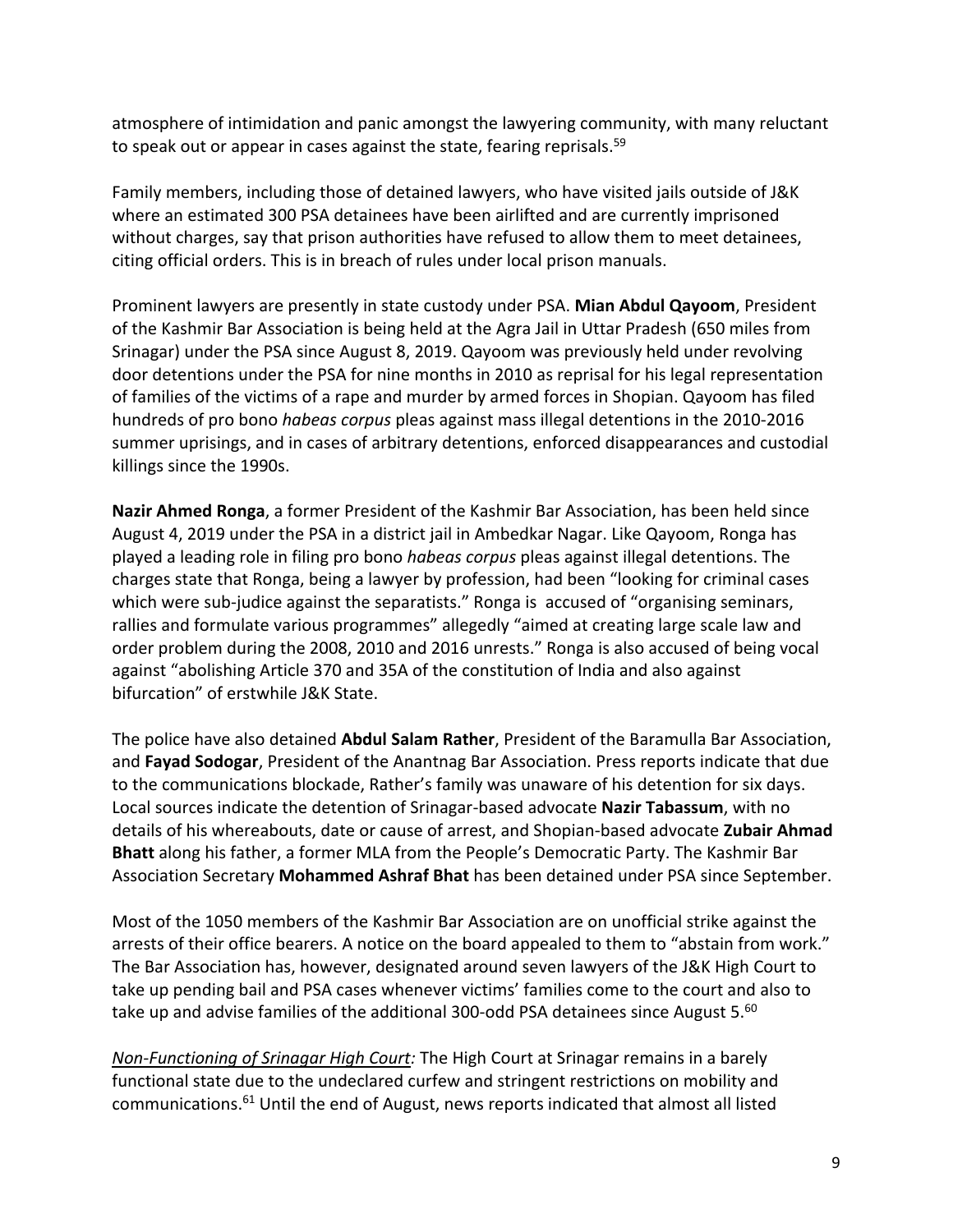atmosphere of intimidation and panic amongst the lawyering community, with many reluctant to speak out or appear in cases against the state, fearing reprisals.[59]

Family members, including those of detained lawyers, who have visited jails outside of J&K where an estimated 300 PSA detainees have been airlifted and are currently imprisoned without charges, say that prison authorities have refused to allow them to meet detainees, citing official orders. This is in breach of rules under local prison manuals.

Prominent lawyers are presently in state custody under PSA. **Mian Abdul Qayoom**, President of the Kashmir Bar Association is being held at the Agra Jail in Uttar Pradesh (650 miles from Srinagar) under the PSA since August 8, 2019. Qayoom was previously held under revolving door detentions under the PSA for nine months in 2010 as reprisal for his legal representation of families of the victims of a rape and murder by armed forces in Shopian. Qayoom has filed hundreds of pro bono *habeas corpus* pleas against mass illegal detentions in the 2010-2016 summer uprisings, and in cases of arbitrary detentions, enforced disappearances and custodial killings since the 1990s.

**Nazir Ahmed Ronga**, a former President of the Kashmir Bar Association, has been held since August 4, 2019 under the PSA in a district jail in Ambedkar Nagar. Like Qayoom, Ronga has played a leading role in filing pro bono *habeas corpus* pleas against illegal detentions. The charges state that Ronga, being a lawyer by profession, had been "looking for criminal cases which were sub-judice against the separatists." Ronga is accused of "organising seminars, rallies and formulate various programmes" allegedly "aimed at creating large scale law and order problem during the 2008, 2010 and 2016 unrests." Ronga is also accused of being vocal against "abolishing Article 370 and 35A of the constitution of India and also against bifurcation" of erstwhile J&K State.

The police have also detained **Abdul Salam Rather**, President of the Baramulla Bar Association, and **Fayad Sodogar**, President of the Anantnag Bar Association. Press reports indicate that due to the communications blockade, Rather's family was unaware of his detention for six days. Local sources indicate the detention of Srinagar-based advocate **Nazir Tabassum**, with no details of his whereabouts, date or cause of arrest, and Shopian-based advocate **Zubair Ahmad Bhatt** along his father, a former MLA from the People's Democratic Party. The Kashmir Bar Association Secretary **Mohammed Ashraf Bhat** has been detained under PSA since September.

Most of the 1050 members of the Kashmir Bar Association are on unofficial strike against the arrests of their office bearers. A notice on the board appealed to them to "abstain from work." The Bar Association has, however, designated around seven lawyers of the J&K High Court to take up pending bail and PSA cases whenever victims' families come to the court and also to take up and advise families of the additional 300-odd PSA detainees since August 5.[60]

*Non-Functioning of Srinagar High Court:* The High Court at Srinagar remains in a barely functional state due to the undeclared curfew and stringent restrictions on mobility and communications.[61] Until the end of August, news reports indicated that almost all listed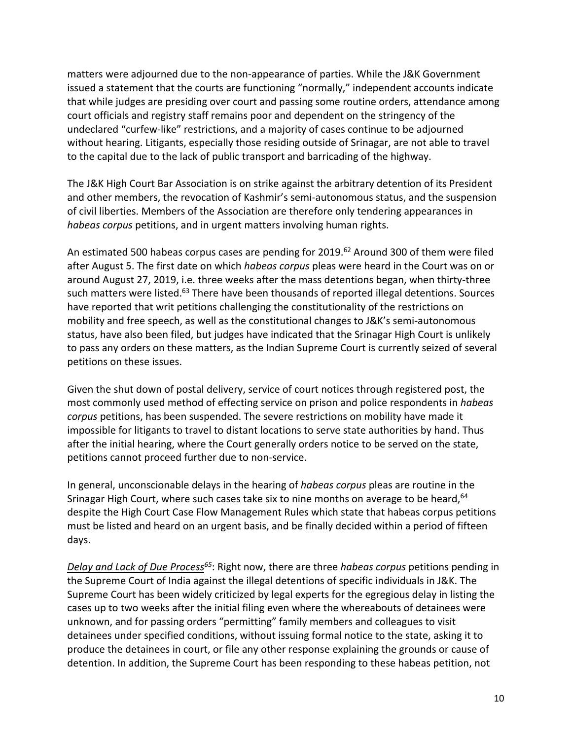matters were adjourned due to the non-appearance of parties. While the J&K Government issued a statement that the courts are functioning "normally," independent accounts indicate that while judges are presiding over court and passing some routine orders, attendance among court officials and registry staff remains poor and dependent on the stringency of the undeclared "curfew-like" restrictions, and a majority of cases continue to be adjourned without hearing. Litigants, especially those residing outside of Srinagar, are not able to travel to the capital due to the lack of public transport and barricading of the highway.

The J&K High Court Bar Association is on strike against the arbitrary detention of its President and other members, the revocation of Kashmir's semi-autonomous status, and the suspension of civil liberties. Members of the Association are therefore only tendering appearances in *habeas corpus* petitions, and in urgent matters involving human rights.

An estimated 500 habeas corpus cases are pending for 2019.[62] Around 300 of them were filed after August 5. The first date on which *habeas corpus* pleas were heard in the Court was on or around August 27, 2019, i.e. three weeks after the mass detentions began, when thirty-three such matters were listed.[63] There have been thousands of reported illegal detentions. Sources have reported that writ petitions challenging the constitutionality of the restrictions on mobility and free speech, as well as the constitutional changes to J&K's semi-autonomous status, have also been filed, but judges have indicated that the Srinagar High Court is unlikely to pass any orders on these matters, as the Indian Supreme Court is currently seized of several petitions on these issues.

Given the shut down of postal delivery, service of court notices through registered post, the most commonly used method of effecting service on prison and police respondents in *habeas corpus* petitions, has been suspended. The severe restrictions on mobility have made it impossible for litigants to travel to distant locations to serve state authorities by hand. Thus after the initial hearing, where the Court generally orders notice to be served on the state, petitions cannot proceed further due to non-service.

In general, unconscionable delays in the hearing of *habeas corpus* pleas are routine in the Srinagar High Court, where such cases take six to nine months on average to be heard,[64] despite the High Court Case Flow Management Rules which state that habeas corpus petitions must be listed and heard on an urgent basis, and be finally decided within a period of fifteen days.

*Delay and Lack of Due Process*[65]: Right now, there are three *habeas corpus* petitions pending in the Supreme Court of India against the illegal detentions of specific individuals in J&K. The Supreme Court has been widely criticized by legal experts for the egregious delay in listing the cases up to two weeks after the initial filing even where the whereabouts of detainees were unknown, and for passing orders "permitting" family members and colleagues to visit detainees under specified conditions, without issuing formal notice to the state, asking it to produce the detainees in court, or file any other response explaining the grounds or cause of detention. In addition, the Supreme Court has been responding to these habeas petition, not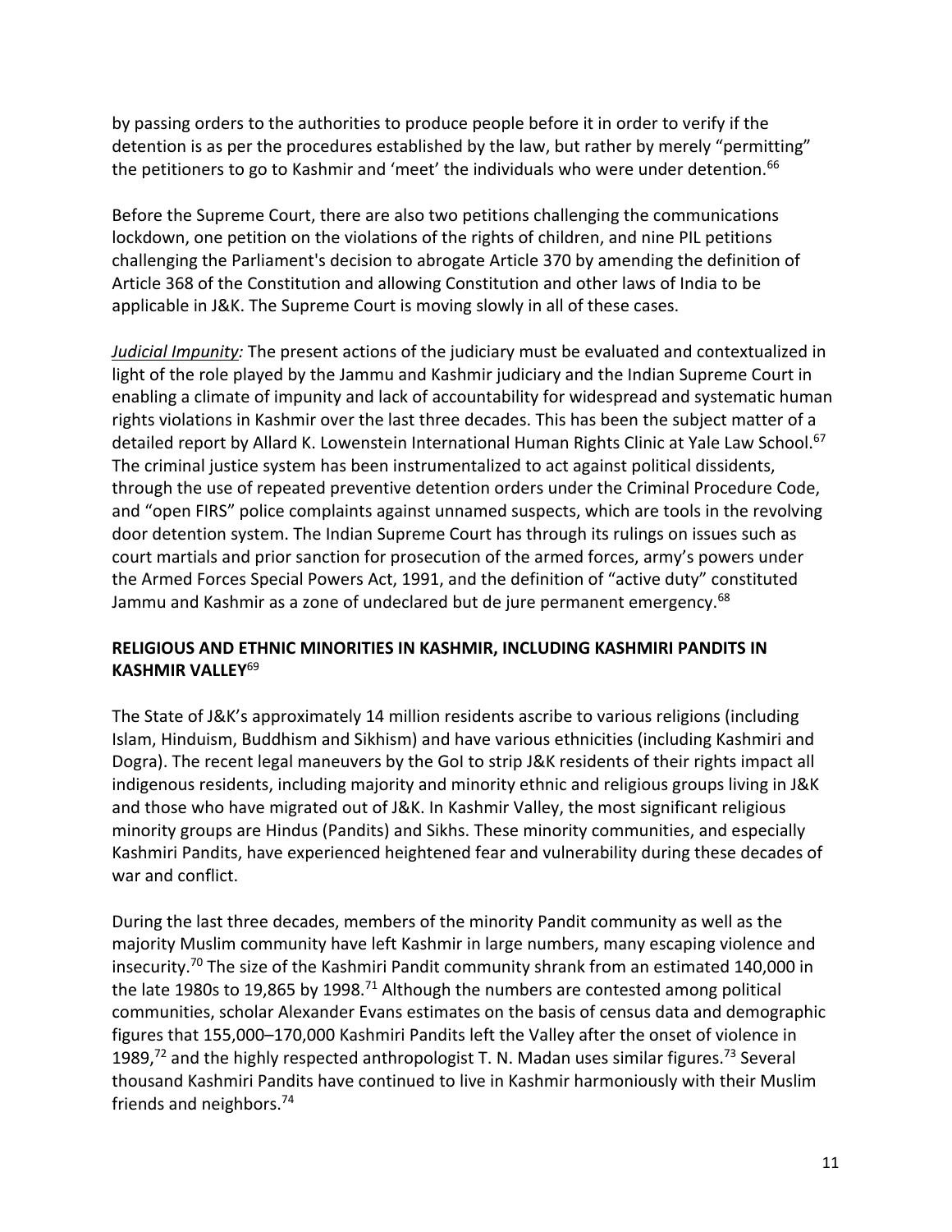by passing orders to the authorities to produce people before it in order to verify if the detention is as per the procedures established by the law, but rather by merely "permitting" the petitioners to go to Kashmir and 'meet' the individuals who were under detention.[66]

Before the Supreme Court, there are also two petitions challenging the communications lockdown, one petition on the violations of the rights of children, and nine PIL petitions challenging the Parliament's decision to abrogate Article 370 by amending the definition of Article 368 of the Constitution and allowing Constitution and other laws of India to be applicable in J&K. The Supreme Court is moving slowly in all of these cases.

***Judicial Impunity:*** The present actions of the judiciary must be evaluated and contextualized in light of the role played by the Jammu and Kashmir judiciary and the Indian Supreme Court in enabling a climate of impunity and lack of accountability for widespread and systematic human rights violations in Kashmir over the last three decades. This has been the subject matter of a detailed report by Allard K. Lowenstein International Human Rights Clinic at Yale Law School.[67] The criminal justice system has been instrumentalized to act against political dissidents, through the use of repeated preventive detention orders under the Criminal Procedure Code, and "open FIRS" police complaints against unnamed suspects, which are tools in the revolving door detention system. The Indian Supreme Court has through its rulings on issues such as court martials and prior sanction for prosecution of the armed forces, army's powers under the Armed Forces Special Powers Act, 1991, and the definition of "active duty" constituted Jammu and Kashmir as a zone of undeclared but de jure permanent emergency.[68]

## RELIGIOUS AND ETHNIC MINORITIES IN KASHMIR, INCLUDING KASHMIRI PANDITS IN KASHMIR VALLEY[69]

The State of J&K's approximately 14 million residents ascribe to various religions (including Islam, Hinduism, Buddhism and Sikhism) and have various ethnicities (including Kashmiri and Dogra). The recent legal maneuvers by the GoI to strip J&K residents of their rights impact all indigenous residents, including majority and minority ethnic and religious groups living in J&K and those who have migrated out of J&K. In Kashmir Valley, the most significant religious minority groups are Hindus (Pandits) and Sikhs. These minority communities, and especially Kashmiri Pandits, have experienced heightened fear and vulnerability during these decades of war and conflict.

During the last three decades, members of the minority Pandit community as well as the majority Muslim community have left Kashmir in large numbers, many escaping violence and insecurity.[70] The size of the Kashmiri Pandit community shrank from an estimated 140,000 in the late 1980s to 19,865 by 1998.[71] Although the numbers are contested among political communities, scholar Alexander Evans estimates on the basis of census data and demographic figures that 155,000–170,000 Kashmiri Pandits left the Valley after the onset of violence in 1989,[72] and the highly respected anthropologist T. N. Madan uses similar figures.[73] Several thousand Kashmiri Pandits have continued to live in Kashmir harmoniously with their Muslim friends and neighbors.[74]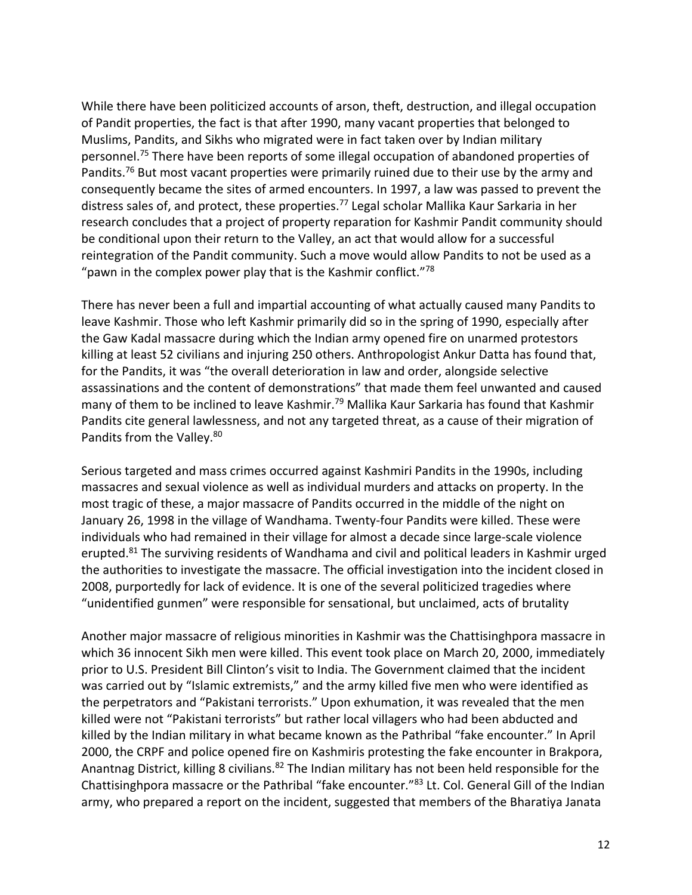While there have been politicized accounts of arson, theft, destruction, and illegal occupation of Pandit properties, the fact is that after 1990, many vacant properties that belonged to Muslims, Pandits, and Sikhs who migrated were in fact taken over by Indian military personnel.[75] There have been reports of some illegal occupation of abandoned properties of Pandits.[76] But most vacant properties were primarily ruined due to their use by the army and consequently became the sites of armed encounters. In 1997, a law was passed to prevent the distress sales of, and protect, these properties.[77] Legal scholar Mallika Kaur Sarkaria in her research concludes that a project of property reparation for Kashmir Pandit community should be conditional upon their return to the Valley, an act that would allow for a successful reintegration of the Pandit community. Such a move would allow Pandits to not be used as a "pawn in the complex power play that is the Kashmir conflict."[78]

There has never been a full and impartial accounting of what actually caused many Pandits to leave Kashmir. Those who left Kashmir primarily did so in the spring of 1990, especially after the Gaw Kadal massacre during which the Indian army opened fire on unarmed protestors killing at least 52 civilians and injuring 250 others. Anthropologist Ankur Datta has found that, for the Pandits, it was "the overall deterioration in law and order, alongside selective assassinations and the content of demonstrations" that made them feel unwanted and caused many of them to be inclined to leave Kashmir.[79] Mallika Kaur Sarkaria has found that Kashmir Pandits cite general lawlessness, and not any targeted threat, as a cause of their migration of Pandits from the Valley.[80]

Serious targeted and mass crimes occurred against Kashmiri Pandits in the 1990s, including massacres and sexual violence as well as individual murders and attacks on property. In the most tragic of these, a major massacre of Pandits occurred in the middle of the night on January 26, 1998 in the village of Wandhama. Twenty-four Pandits were killed. These were individuals who had remained in their village for almost a decade since large-scale violence erupted.[81] The surviving residents of Wandhama and civil and political leaders in Kashmir urged the authorities to investigate the massacre. The official investigation into the incident closed in 2008, purportedly for lack of evidence. It is one of the several politicized tragedies where "unidentified gunmen" were responsible for sensational, but unclaimed, acts of brutality

Another major massacre of religious minorities in Kashmir was the Chattisinghpora massacre in which 36 innocent Sikh men were killed. This event took place on March 20, 2000, immediately prior to U.S. President Bill Clinton's visit to India. The Government claimed that the incident was carried out by "Islamic extremists," and the army killed five men who were identified as the perpetrators and "Pakistani terrorists." Upon exhumation, it was revealed that the men killed were not "Pakistani terrorists" but rather local villagers who had been abducted and killed by the Indian military in what became known as the Pathribal "fake encounter." In April 2000, the CRPF and police opened fire on Kashmiris protesting the fake encounter in Brakpora, Anantnag District, killing 8 civilians.[82] The Indian military has not been held responsible for the Chattisinghpora massacre or the Pathribal "fake encounter."[83] Lt. Col. General Gill of the Indian army, who prepared a report on the incident, suggested that members of the Bharatiya Janata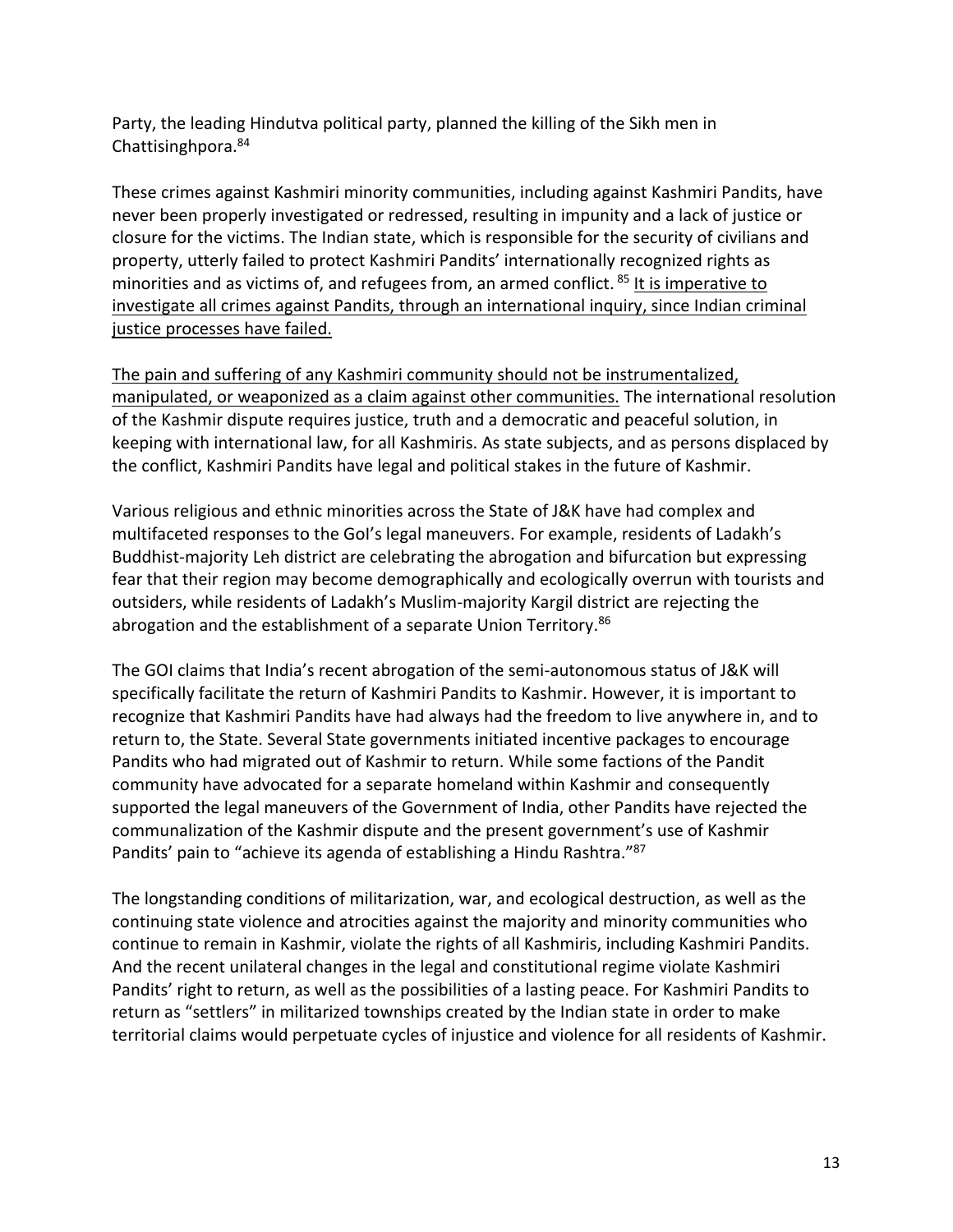Party, the leading Hindutva political party, planned the killing of the Sikh men in Chattisinghpora.[84]

These crimes against Kashmiri minority communities, including against Kashmiri Pandits, have never been properly investigated or redressed, resulting in impunity and a lack of justice or closure for the victims. The Indian state, which is responsible for the security of civilians and property, utterly failed to protect Kashmiri Pandits' internationally recognized rights as minorities and as victims of, and refugees from, an armed conflict. [85] <u>It is imperative to investigate all crimes against Pandits, through an international inquiry, since Indian criminal justice processes have failed.</u>

<u>The pain and suffering of any Kashmiri community should not be instrumentalized, manipulated, or weaponized as a claim against other communities.</u> The international resolution of the Kashmir dispute requires justice, truth and a democratic and peaceful solution, in keeping with international law, for all Kashmiris. As state subjects, and as persons displaced by the conflict, Kashmiri Pandits have legal and political stakes in the future of Kashmir.

Various religious and ethnic minorities across the State of J&K have had complex and multifaceted responses to the GoI's legal maneuvers. For example, residents of Ladakh's Buddhist-majority Leh district are celebrating the abrogation and bifurcation but expressing fear that their region may become demographically and ecologically overrun with tourists and outsiders, while residents of Ladakh's Muslim-majority Kargil district are rejecting the abrogation and the establishment of a separate Union Territory.[86]

The GOI claims that India's recent abrogation of the semi-autonomous status of J&K will specifically facilitate the return of Kashmiri Pandits to Kashmir. However, it is important to recognize that Kashmiri Pandits have had always had the freedom to live anywhere in, and to return to, the State. Several State governments initiated incentive packages to encourage Pandits who had migrated out of Kashmir to return. While some factions of the Pandit community have advocated for a separate homeland within Kashmir and consequently supported the legal maneuvers of the Government of India, other Pandits have rejected the communalization of the Kashmir dispute and the present government's use of Kashmir Pandits' pain to "achieve its agenda of establishing a Hindu Rashtra."[87]

The longstanding conditions of militarization, war, and ecological destruction, as well as the continuing state violence and atrocities against the majority and minority communities who continue to remain in Kashmir, violate the rights of all Kashmiris, including Kashmiri Pandits. And the recent unilateral changes in the legal and constitutional regime violate Kashmiri Pandits' right to return, as well as the possibilities of a lasting peace. For Kashmiri Pandits to return as "settlers" in militarized townships created by the Indian state in order to make territorial claims would perpetuate cycles of injustice and violence for all residents of Kashmir.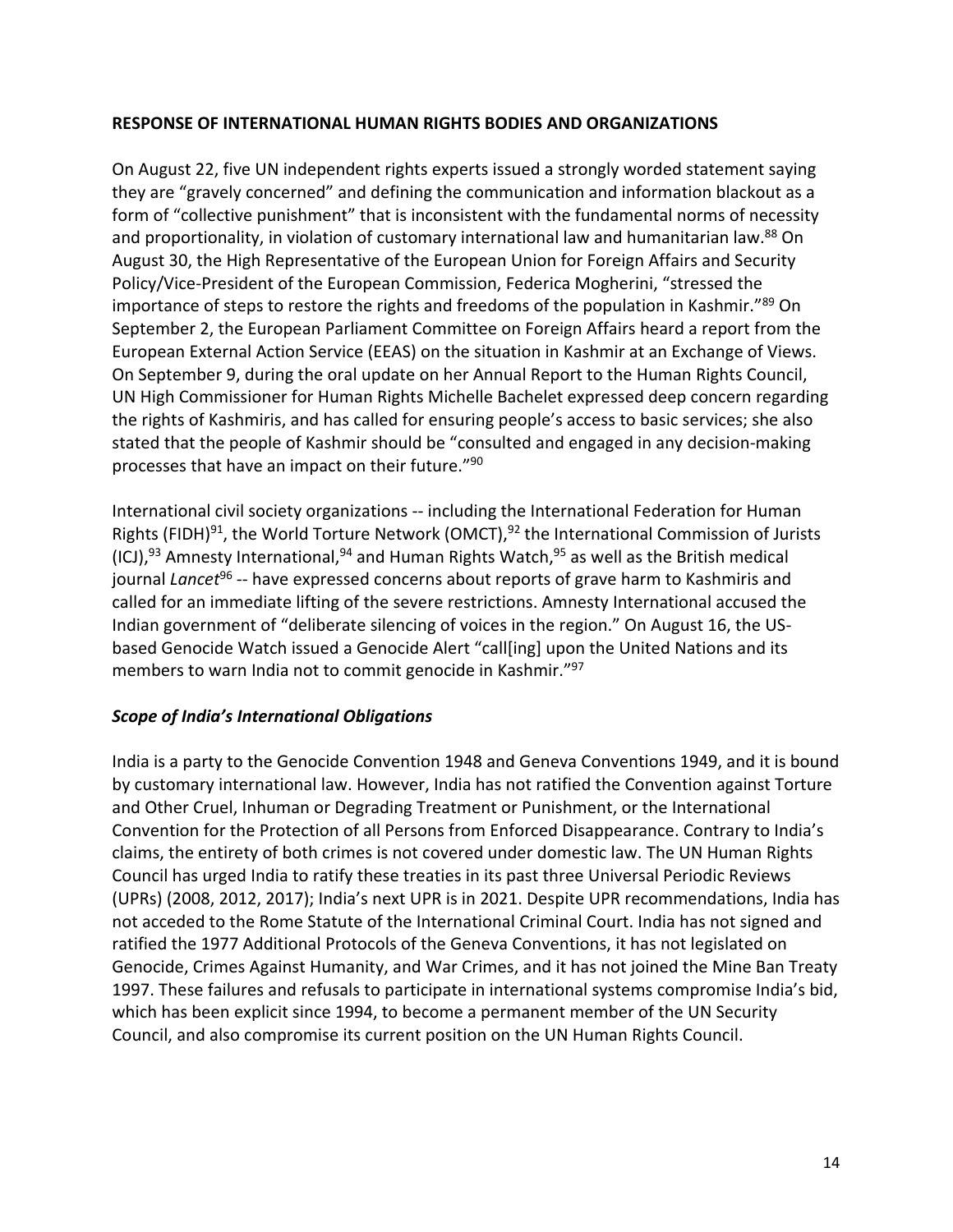## RESPONSE OF INTERNATIONAL HUMAN RIGHTS BODIES AND ORGANIZATIONS

On August 22, five UN independent rights experts issued a strongly worded statement saying they are "gravely concerned" and defining the communication and information blackout as a form of "collective punishment" that is inconsistent with the fundamental norms of necessity and proportionality, in violation of customary international law and humanitarian law.[88] On August 30, the High Representative of the European Union for Foreign Affairs and Security Policy/Vice-President of the European Commission, Federica Mogherini, "stressed the importance of steps to restore the rights and freedoms of the population in Kashmir."[89] On September 2, the European Parliament Committee on Foreign Affairs heard a report from the European External Action Service (EEAS) on the situation in Kashmir at an Exchange of Views. On September 9, during the oral update on her Annual Report to the Human Rights Council, UN High Commissioner for Human Rights Michelle Bachelet expressed deep concern regarding the rights of Kashmiris, and has called for ensuring people's access to basic services; she also stated that the people of Kashmir should be "consulted and engaged in any decision-making processes that have an impact on their future."[90]

International civil society organizations -- including the International Federation for Human Rights (FIDH)[91], the World Torture Network (OMCT),[92] the International Commission of Jurists (ICJ),[93] Amnesty International,[94] and Human Rights Watch,[95] as well as the British medical journal *Lancet*[96] -- have expressed concerns about reports of grave harm to Kashmiris and called for an immediate lifting of the severe restrictions. Amnesty International accused the Indian government of "deliberate silencing of voices in the region." On August 16, the US-based Genocide Watch issued a Genocide Alert "call[ing] upon the United Nations and its members to warn India not to commit genocide in Kashmir."[97]

### *Scope of India's International Obligations*

India is a party to the Genocide Convention 1948 and Geneva Conventions 1949, and it is bound by customary international law. However, India has not ratified the Convention against Torture and Other Cruel, Inhuman or Degrading Treatment or Punishment, or the International Convention for the Protection of all Persons from Enforced Disappearance. Contrary to India's claims, the entirety of both crimes is not covered under domestic law. The UN Human Rights Council has urged India to ratify these treaties in its past three Universal Periodic Reviews (UPRs) (2008, 2012, 2017); India's next UPR is in 2021. Despite UPR recommendations, India has not acceded to the Rome Statute of the International Criminal Court. India has not signed and ratified the 1977 Additional Protocols of the Geneva Conventions, it has not legislated on Genocide, Crimes Against Humanity, and War Crimes, and it has not joined the Mine Ban Treaty 1997. These failures and refusals to participate in international systems compromise India's bid, which has been explicit since 1994, to become a permanent member of the UN Security Council, and also compromise its current position on the UN Human Rights Council.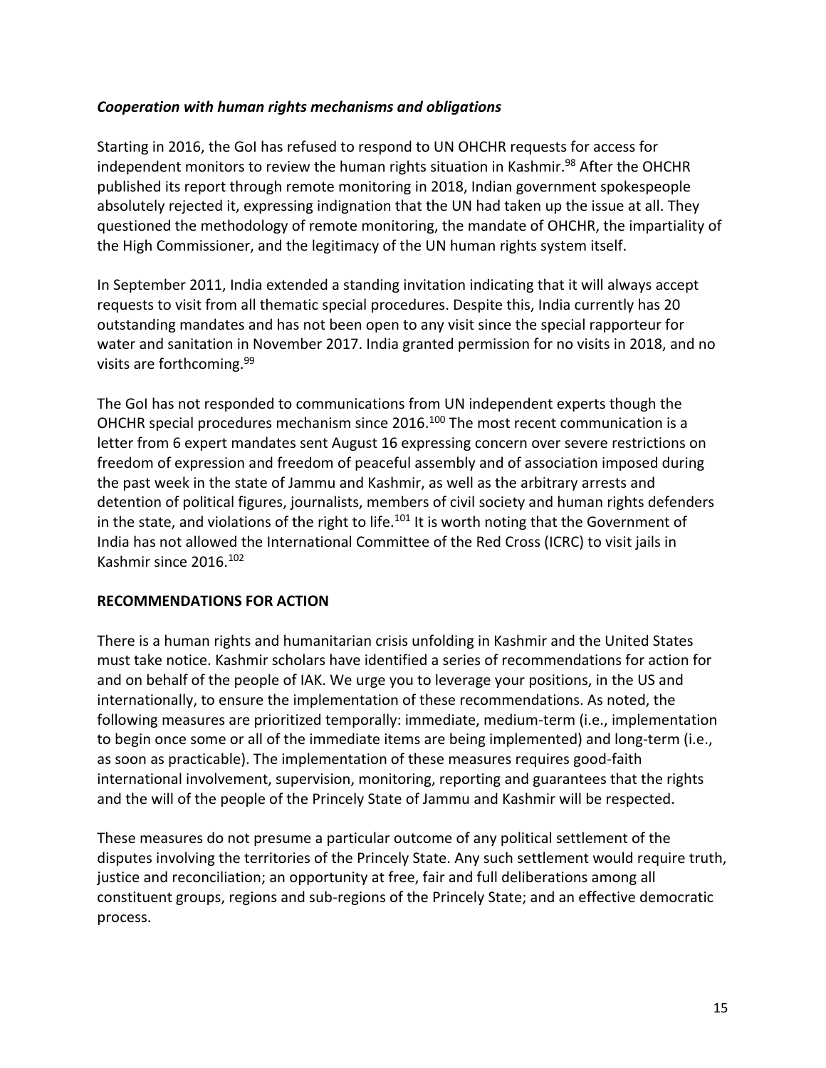***Cooperation with human rights mechanisms and obligations***

Starting in 2016, the GoI has refused to respond to UN OHCHR requests for access for independent monitors to review the human rights situation in Kashmir.[98] After the OHCHR published its report through remote monitoring in 2018, Indian government spokespeople absolutely rejected it, expressing indignation that the UN had taken up the issue at all. They questioned the methodology of remote monitoring, the mandate of OHCHR, the impartiality of the High Commissioner, and the legitimacy of the UN human rights system itself.

In September 2011, India extended a standing invitation indicating that it will always accept requests to visit from all thematic special procedures. Despite this, India currently has 20 outstanding mandates and has not been open to any visit since the special rapporteur for water and sanitation in November 2017. India granted permission for no visits in 2018, and no visits are forthcoming.[99]

The GoI has not responded to communications from UN independent experts though the OHCHR special procedures mechanism since 2016.[100] The most recent communication is a letter from 6 expert mandates sent August 16 expressing concern over severe restrictions on freedom of expression and freedom of peaceful assembly and of association imposed during the past week in the state of Jammu and Kashmir, as well as the arbitrary arrests and detention of political figures, journalists, members of civil society and human rights defenders in the state, and violations of the right to life.[101] It is worth noting that the Government of India has not allowed the International Committee of the Red Cross (ICRC) to visit jails in Kashmir since 2016.[102]

## RECOMMENDATIONS FOR ACTION

There is a human rights and humanitarian crisis unfolding in Kashmir and the United States must take notice. Kashmir scholars have identified a series of recommendations for action for and on behalf of the people of IAK. We urge you to leverage your positions, in the US and internationally, to ensure the implementation of these recommendations. As noted, the following measures are prioritized temporally: immediate, medium-term (i.e., implementation to begin once some or all of the immediate items are being implemented) and long-term (i.e., as soon as practicable). The implementation of these measures requires good-faith international involvement, supervision, monitoring, reporting and guarantees that the rights and the will of the people of the Princely State of Jammu and Kashmir will be respected.

These measures do not presume a particular outcome of any political settlement of the disputes involving the territories of the Princely State. Any such settlement would require truth, justice and reconciliation; an opportunity at free, fair and full deliberations among all constituent groups, regions and sub-regions of the Princely State; and an effective democratic process.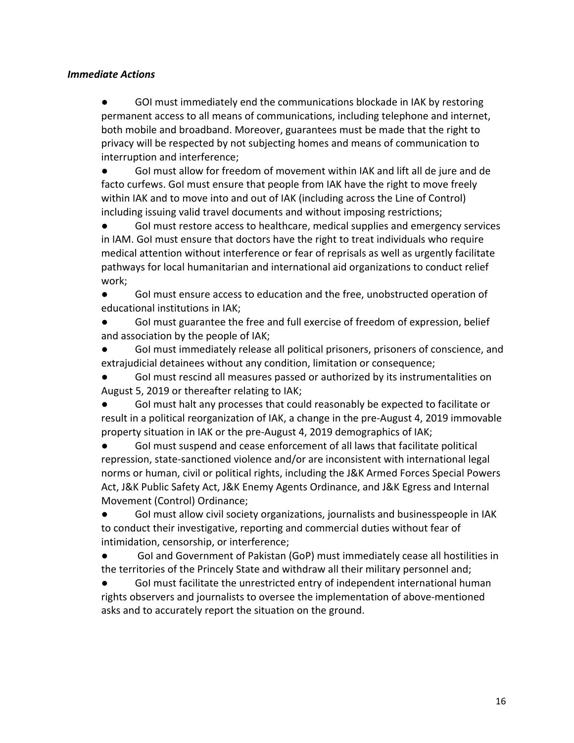***Immediate Actions***

- GOI must immediately end the communications blockade in IAK by restoring permanent access to all means of communications, including telephone and internet, both mobile and broadband. Moreover, guarantees must be made that the right to privacy will be respected by not subjecting homes and means of communication to interruption and interference;
- GoI must allow for freedom of movement within IAK and lift all de jure and de facto curfews. GoI must ensure that people from IAK have the right to move freely within IAK and to move into and out of IAK (including across the Line of Control) including issuing valid travel documents and without imposing restrictions;
- GoI must restore access to healthcare, medical supplies and emergency services in IAM. GoI must ensure that doctors have the right to treat individuals who require medical attention without interference or fear of reprisals as well as urgently facilitate pathways for local humanitarian and international aid organizations to conduct relief work;
- GoI must ensure access to education and the free, unobstructed operation of educational institutions in IAK;
- GoI must guarantee the free and full exercise of freedom of expression, belief and association by the people of IAK;
- GoI must immediately release all political prisoners, prisoners of conscience, and extrajudicial detainees without any condition, limitation or consequence;
- GoI must rescind all measures passed or authorized by its instrumentalities on August 5, 2019 or thereafter relating to IAK;
- GoI must halt any processes that could reasonably be expected to facilitate or result in a political reorganization of IAK, a change in the pre-August 4, 2019 immovable property situation in IAK or the pre-August 4, 2019 demographics of IAK;
- GoI must suspend and cease enforcement of all laws that facilitate political repression, state-sanctioned violence and/or are inconsistent with international legal norms or human, civil or political rights, including the J&K Armed Forces Special Powers Act, J&K Public Safety Act, J&K Enemy Agents Ordinance, and J&K Egress and Internal Movement (Control) Ordinance;
- GoI must allow civil society organizations, journalists and businesspeople in IAK to conduct their investigative, reporting and commercial duties without fear of intimidation, censorship, or interference;
- GoI and Government of Pakistan (GoP) must immediately cease all hostilities in the territories of the Princely State and withdraw all their military personnel and;
- GoI must facilitate the unrestricted entry of independent international human rights observers and journalists to oversee the implementation of above-mentioned asks and to accurately report the situation on the ground.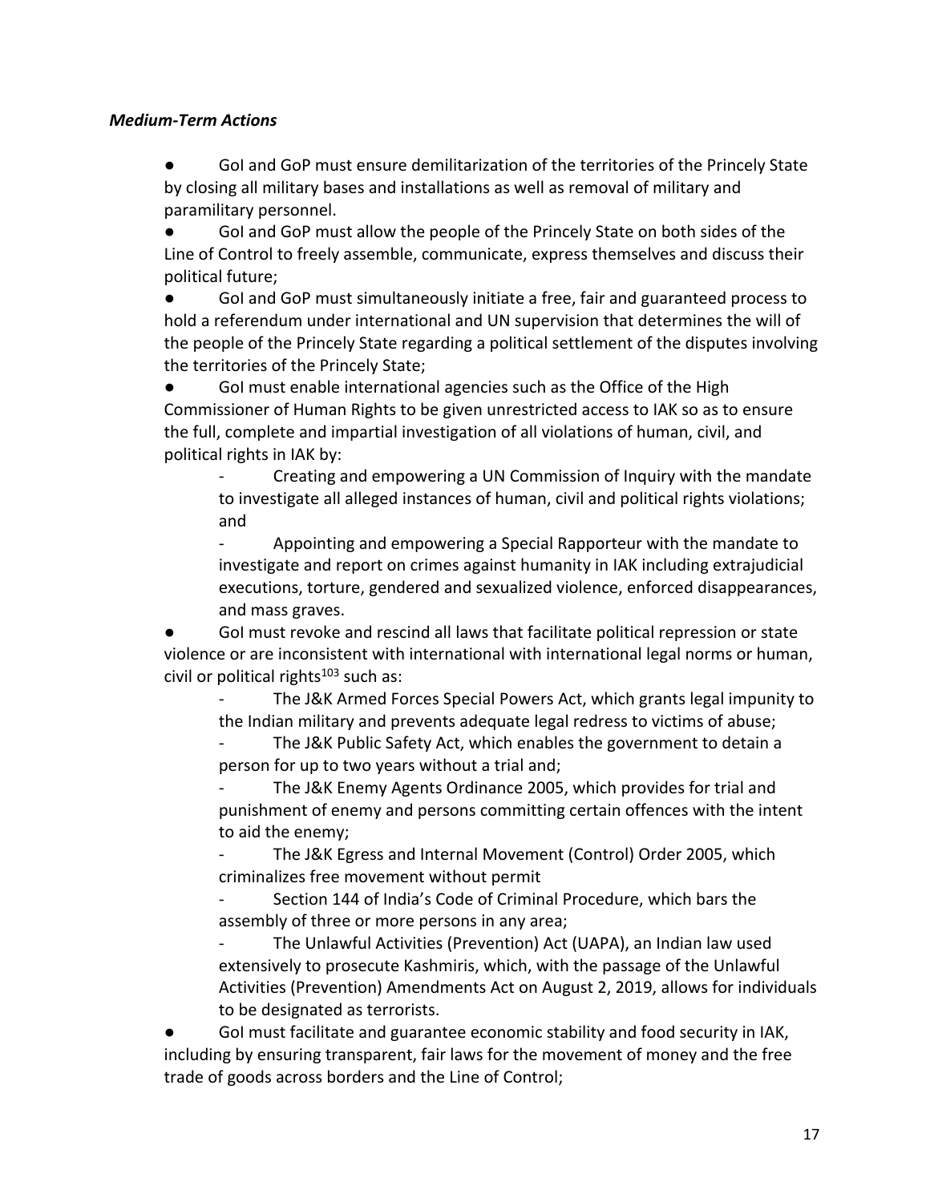***Medium-Term Actions***

- GoI and GoP must ensure demilitarization of the territories of the Princely State by closing all military bases and installations as well as removal of military and paramilitary personnel.
- GoI and GoP must allow the people of the Princely State on both sides of the Line of Control to freely assemble, communicate, express themselves and discuss their political future;
- GoI and GoP must simultaneously initiate a free, fair and guaranteed process to hold a referendum under international and UN supervision that determines the will of the people of the Princely State regarding a political settlement of the disputes involving the territories of the Princely State;
- GoI must enable international agencies such as the Office of the High Commissioner of Human Rights to be given unrestricted access to IAK so as to ensure the full, complete and impartial investigation of all violations of human, civil, and political rights in IAK by:
    - Creating and empowering a UN Commission of Inquiry with the mandate to investigate all alleged instances of human, civil and political rights violations; and
    - Appointing and empowering a Special Rapporteur with the mandate to investigate and report on crimes against humanity in IAK including extrajudicial executions, torture, gendered and sexualized violence, enforced disappearances, and mass graves.
- GoI must revoke and rescind all laws that facilitate political repression or state violence or are inconsistent with international with international legal norms or human, civil or political rights[103] such as:
    - The J&K Armed Forces Special Powers Act, which grants legal impunity to the Indian military and prevents adequate legal redress to victims of abuse;
    - The J&K Public Safety Act, which enables the government to detain a person for up to two years without a trial and;
    - The J&K Enemy Agents Ordinance 2005, which provides for trial and punishment of enemy and persons committing certain offences with the intent to aid the enemy;
    - The J&K Egress and Internal Movement (Control) Order 2005, which criminalizes free movement without permit
    - Section 144 of India's Code of Criminal Procedure, which bars the assembly of three or more persons in any area;
    - The Unlawful Activities (Prevention) Act (UAPA), an Indian law used extensively to prosecute Kashmiris, which, with the passage of the Unlawful Activities (Prevention) Amendments Act on August 2, 2019, allows for individuals to be designated as terrorists.
- GoI must facilitate and guarantee economic stability and food security in IAK, including by ensuring transparent, fair laws for the movement of money and the free trade of goods across borders and the Line of Control;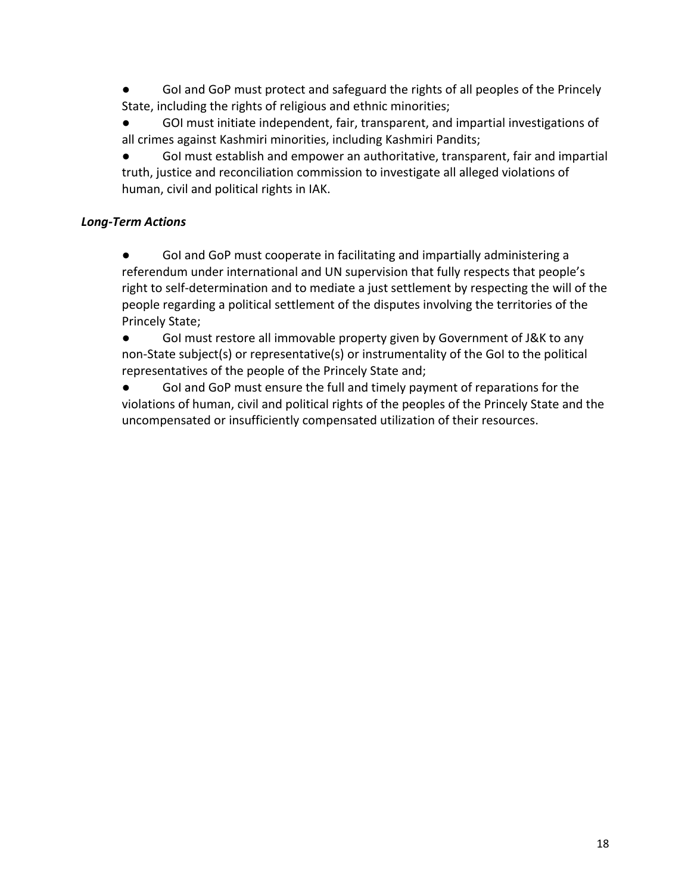- GoI and GoP must protect and safeguard the rights of all peoples of the Princely State, including the rights of religious and ethnic minorities;
- GOI must initiate independent, fair, transparent, and impartial investigations of all crimes against Kashmiri minorities, including Kashmiri Pandits;
- GoI must establish and empower an authoritative, transparent, fair and impartial truth, justice and reconciliation commission to investigate all alleged violations of human, civil and political rights in IAK.

***Long-Term Actions***

- GoI and GoP must cooperate in facilitating and impartially administering a referendum under international and UN supervision that fully respects that people's right to self-determination and to mediate a just settlement by respecting the will of the people regarding a political settlement of the disputes involving the territories of the Princely State;
- GoI must restore all immovable property given by Government of J&K to any non-State subject(s) or representative(s) or instrumentality of the GoI to the political representatives of the people of the Princely State and;
- GoI and GoP must ensure the full and timely payment of reparations for the violations of human, civil and political rights of the peoples of the Princely State and the uncompensated or insufficiently compensated utilization of their resources.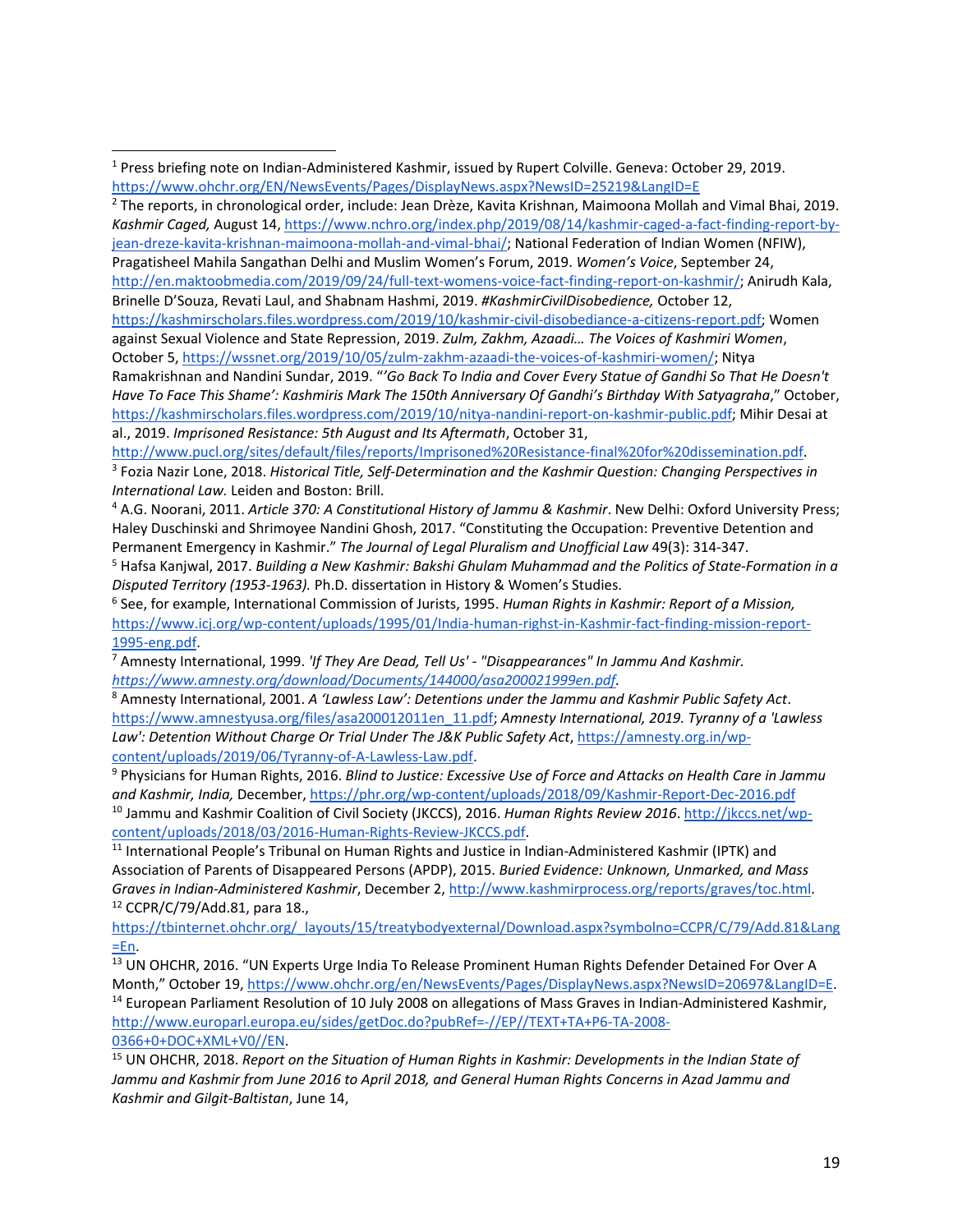---

[1] Press briefing note on Indian-Administered Kashmir, issued by Rupert Colville. Geneva: October 29, 2019. https://www.ohchr.org/EN/NewsEvents/Pages/DisplayNews.aspx?NewsID=25219&LangID=E

[2] The reports, in chronological order, include: Jean Drèze, Kavita Krishnan, Maimoona Mollah and Vimal Bhai, 2019. *Kashmir Caged,* August 14, https://www.nchro.org/index.php/2019/08/14/kashmir-caged-a-fact-finding-report-by-jean-dreze-kavita-krishnan-maimoona-mollah-and-vimal-bhai/; National Federation of Indian Women (NFIW), Pragatisheel Mahila Sangathan Delhi and Muslim Women's Forum, 2019. *Women's Voice*, September 24, http://en.maktoobmedia.com/2019/09/24/full-text-womens-voice-fact-finding-report-on-kashmir/; Anirudh Kala, Brinelle D'Souza, Revati Laul, and Shabnam Hashmi, 2019. *#KashmirCivilDisobedience,* October 12, https://kashmirscholars.files.wordpress.com/2019/10/kashmir-civil-disobediance-a-citizens-report.pdf; Women against Sexual Violence and State Repression, 2019. *Zulm, Zakhm, Azaadi… The Voices of Kashmiri Women*, October 5, https://wssnet.org/2019/10/05/zulm-zakhm-azaadi-the-voices-of-kashmiri-women/; Nitya Ramakrishnan and Nandini Sundar, 2019. "*'Go Back To India and Cover Every Statue of Gandhi So That He Doesn't Have To Face This Shame': Kashmiris Mark The 150th Anniversary Of Gandhi's Birthday With Satyagraha*," October, https://kashmirscholars.files.wordpress.com/2019/10/nitya-nandini-report-on-kashmir-public.pdf; Mihir Desai at al., 2019. *Imprisoned Resistance: 5th August and Its Aftermath*, October 31, http://www.pucl.org/sites/default/files/reports/Imprisoned%20Resistance-final%20for%20dissemination.pdf.

[3] Fozia Nazir Lone, 2018. *Historical Title, Self-Determination and the Kashmir Question: Changing Perspectives in International Law.* Leiden and Boston: Brill.

[4] A.G. Noorani, 2011. *Article 370: A Constitutional History of Jammu & Kashmir*. New Delhi: Oxford University Press; Haley Duschinski and Shrimoyee Nandini Ghosh, 2017. "Constituting the Occupation: Preventive Detention and Permanent Emergency in Kashmir." *The Journal of Legal Pluralism and Unofficial Law* 49(3): 314-347.

[5] Hafsa Kanjwal, 2017. *Building a New Kashmir: Bakshi Ghulam Muhammad and the Politics of State-Formation in a Disputed Territory (1953-1963).* Ph.D. dissertation in History & Women's Studies.

[6] See, for example, International Commission of Jurists, 1995. *Human Rights in Kashmir: Report of a Mission,* https://www.icj.org/wp-content/uploads/1995/01/India-human-righst-in-Kashmir-fact-finding-mission-report-1995-eng.pdf.

[7] Amnesty International, 1999. *'If They Are Dead, Tell Us' - "Disappearances" In Jammu And Kashmir.* *https://www.amnesty.org/download/Documents/144000/asa200021999en.pdf*.

[8] Amnesty International, 2001. *A 'Lawless Law': Detentions under the Jammu and Kashmir Public Safety Act*. https://www.amnestyusa.org/files/asa200012011en_11.pdf; *Amnesty International, 2019. Tyranny of a 'Lawless Law': Detention Without Charge Or Trial Under The J&K Public Safety Act*, https://amnesty.org.in/wp-content/uploads/2019/06/Tyranny-of-A-Lawless-Law.pdf.

[9] Physicians for Human Rights, 2016. *Blind to Justice: Excessive Use of Force and Attacks on Health Care in Jammu and Kashmir, India,* December, https://phr.org/wp-content/uploads/2018/09/Kashmir-Report-Dec-2016.pdf

[10] Jammu and Kashmir Coalition of Civil Society (JKCCS), 2016. *Human Rights Review 2016*. http://jkccs.net/wp-content/uploads/2018/03/2016-Human-Rights-Review-JKCCS.pdf.

[11] International People's Tribunal on Human Rights and Justice in Indian-Administered Kashmir (IPTK) and Association of Parents of Disappeared Persons (APDP), 2015. *Buried Evidence: Unknown, Unmarked, and Mass Graves in Indian-Administered Kashmir*, December 2, http://www.kashmirprocess.org/reports/graves/toc.html.

[12] CCPR/C/79/Add.81, para 18., https://tbinternet.ohchr.org/_layouts/15/treatybodyexternal/Download.aspx?symbolno=CCPR/C/79/Add.81&Lang=En.

[13] UN OHCHR, 2016. "UN Experts Urge India To Release Prominent Human Rights Defender Detained For Over A Month," October 19, https://www.ohchr.org/en/NewsEvents/Pages/DisplayNews.aspx?NewsID=20697&LangID=E.

[14] European Parliament Resolution of 10 July 2008 on allegations of Mass Graves in Indian-Administered Kashmir, http://www.europarl.europa.eu/sides/getDoc.do?pubRef=-//EP//TEXT+TA+P6-TA-2008-0366+0+DOC+XML+V0//EN.

[15] UN OHCHR, 2018. *Report on the Situation of Human Rights in Kashmir: Developments in the Indian State of Jammu and Kashmir from June 2016 to April 2018, and General Human Rights Concerns in Azad Jammu and Kashmir and Gilgit-Baltistan*, June 14,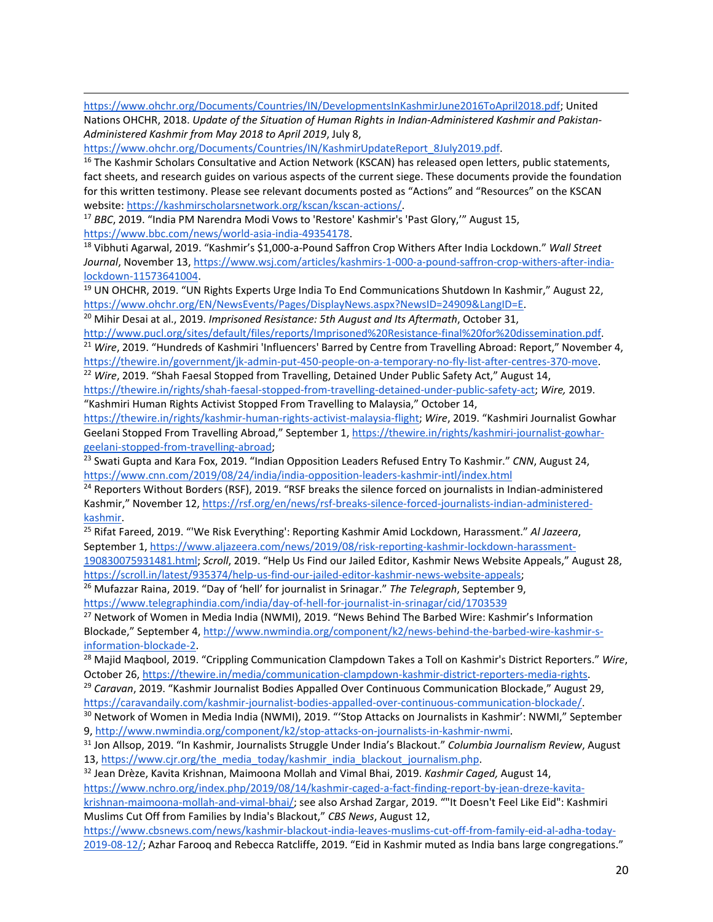https://www.ohchr.org/Documents/Countries/IN/DevelopmentsInKashmirJune2016ToApril2018.pdf; United Nations OHCHR, 2018. *Update of the Situation of Human Rights in Indian-Administered Kashmir and Pakistan-Administered Kashmir from May 2018 to April 2019*, July 8, https://www.ohchr.org/Documents/Countries/IN/KashmirUpdateReport_8July2019.pdf.

[16] The Kashmir Scholars Consultative and Action Network (KSCAN) has released open letters, public statements, fact sheets, and research guides on various aspects of the current siege. These documents provide the foundation for this written testimony. Please see relevant documents posted as "Actions" and "Resources" on the KSCAN website: https://kashmirscholarsnetwork.org/kscan/kscan-actions/.

[17] *BBC*, 2019. "India PM Narendra Modi Vows to 'Restore' Kashmir's 'Past Glory,'" August 15, https://www.bbc.com/news/world-asia-india-49354178.

[18] Vibhuti Agarwal, 2019. "Kashmir's $1,000-a-Pound Saffron Crop Withers After India Lockdown." *Wall Street Journal*, November 13, https://www.wsj.com/articles/kashmirs-1-000-a-pound-saffron-crop-withers-after-india-lockdown-11573641004.

[19] UN OHCHR, 2019. "UN Rights Experts Urge India To End Communications Shutdown In Kashmir," August 22, https://www.ohchr.org/EN/NewsEvents/Pages/DisplayNews.aspx?NewsID=24909&LangID=E.

[20] Mihir Desai at al., 2019. *Imprisoned Resistance: 5th August and Its Aftermath*, October 31, http://www.pucl.org/sites/default/files/reports/Imprisoned%20Resistance-final%20for%20dissemination.pdf.

[21] *Wire*, 2019. "Hundreds of Kashmiri 'Influencers' Barred by Centre from Travelling Abroad: Report," November 4, https://thewire.in/government/jk-admin-put-450-people-on-a-temporary-no-fly-list-after-centres-370-move.

[22] *Wire*, 2019. "Shah Faesal Stopped from Travelling, Detained Under Public Safety Act," August 14, https://thewire.in/rights/shah-faesal-stopped-from-travelling-detained-under-public-safety-act; *Wire,* 2019. "Kashmiri Human Rights Activist Stopped From Travelling to Malaysia," October 14, https://thewire.in/rights/kashmir-human-rights-activist-malaysia-flight; *Wire*, 2019. "Kashmiri Journalist Gowhar Geelani Stopped From Travelling Abroad," September 1, https://thewire.in/rights/kashmiri-journalist-gowhar-geelani-stopped-from-travelling-abroad;

[23] Swati Gupta and Kara Fox, 2019. "Indian Opposition Leaders Refused Entry To Kashmir." *CNN*, August 24, https://www.cnn.com/2019/08/24/india/india-opposition-leaders-kashmir-intl/index.html

[24] Reporters Without Borders (RSF), 2019. "RSF breaks the silence forced on journalists in Indian-administered Kashmir," November 12, https://rsf.org/en/news/rsf-breaks-silence-forced-journalists-indian-administered-kashmir.

[25] Rifat Fareed, 2019. "'We Risk Everything': Reporting Kashmir Amid Lockdown, Harassment." *Al Jazeera*, September 1, https://www.aljazeera.com/news/2019/08/risk-reporting-kashmir-lockdown-harassment-190830075931481.html; *Scroll*, 2019. "Help Us Find our Jailed Editor, Kashmir News Website Appeals," August 28, https://scroll.in/latest/935374/help-us-find-our-jailed-editor-kashmir-news-website-appeals;

[26] Mufazzar Raina, 2019. "Day of 'hell' for journalist in Srinagar." *The Telegraph*, September 9, https://www.telegraphindia.com/india/day-of-hell-for-journalist-in-srinagar/cid/1703539

[27] Network of Women in Media India (NWMI), 2019. "News Behind The Barbed Wire: Kashmir's Information Blockade," September 4, http://www.nwmindia.org/component/k2/news-behind-the-barbed-wire-kashmir-s-information-blockade-2.

[28] Majid Maqbool, 2019. "Crippling Communication Clampdown Takes a Toll on Kashmir's District Reporters." *Wire*, October 26, https://thewire.in/media/communication-clampdown-kashmir-district-reporters-media-rights.

[29] *Caravan*, 2019. "Kashmir Journalist Bodies Appalled Over Continuous Communication Blockade," August 29, https://caravandaily.com/kashmir-journalist-bodies-appalled-over-continuous-communication-blockade/.

[30] Network of Women in Media India (NWMI), 2019. "'Stop Attacks on Journalists in Kashmir': NWMI," September 9, http://www.nwmindia.org/component/k2/stop-attacks-on-journalists-in-kashmir-nwmi.

[31] Jon Allsop, 2019. "In Kashmir, Journalists Struggle Under India's Blackout." *Columbia Journalism Review*, August 13, https://www.cjr.org/the_media_today/kashmir_india_blackout_journalism.php.

[32] Jean Drèze, Kavita Krishnan, Maimoona Mollah and Vimal Bhai, 2019. *Kashmir Caged,* August 14, https://www.nchro.org/index.php/2019/08/14/kashmir-caged-a-fact-finding-report-by-jean-dreze-kavita-krishnan-maimoona-mollah-and-vimal-bhai/; see also Arshad Zargar, 2019. ""It Doesn't Feel Like Eid": Kashmiri Muslims Cut Off from Families by India's Blackout," *CBS News*, August 12, https://www.cbsnews.com/news/kashmir-blackout-india-leaves-muslims-cut-off-from-family-eid-al-adha-today-2019-08-12/; Azhar Farooq and Rebecca Ratcliffe, 2019. "Eid in Kashmir muted as India bans large congregations."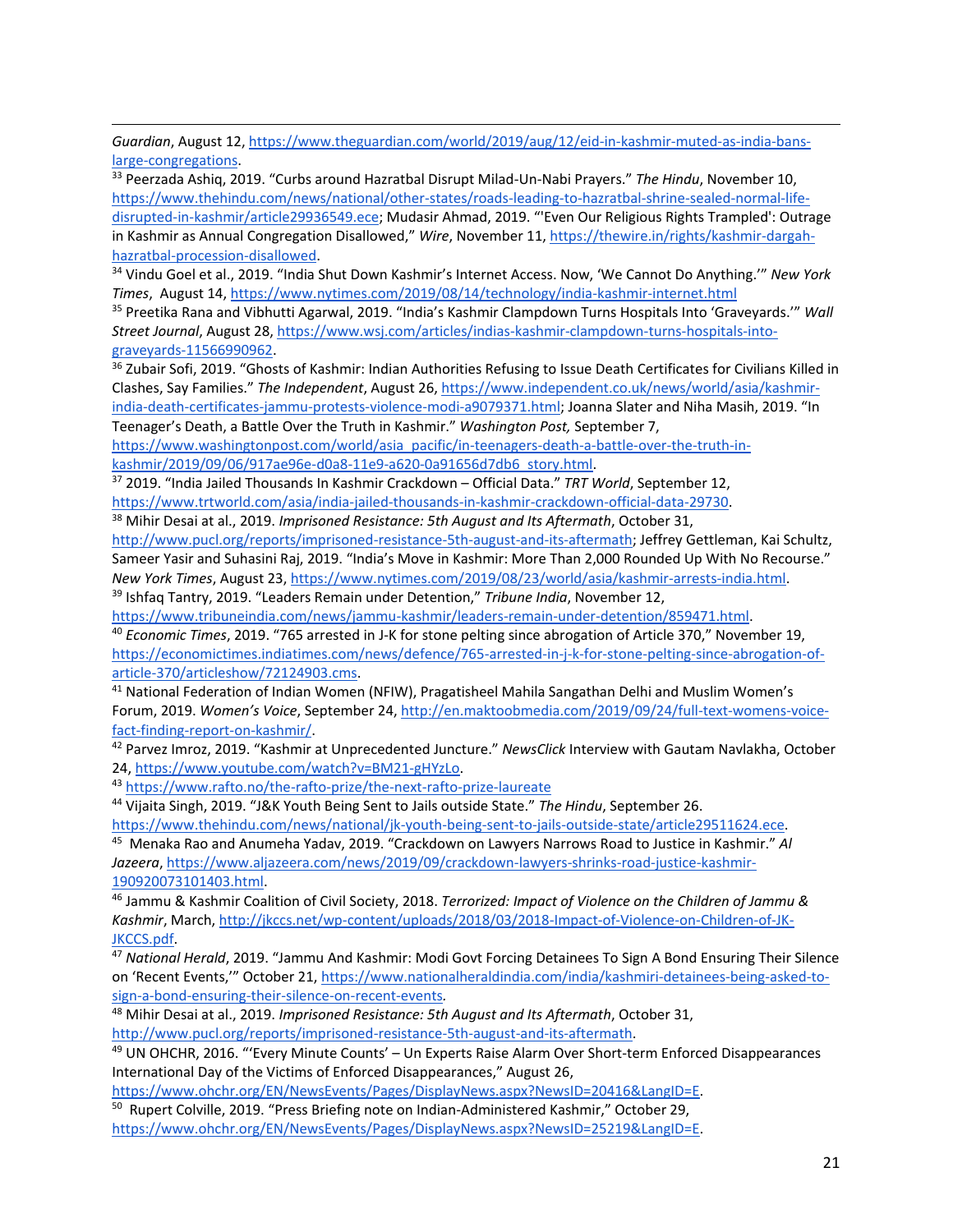*Guardian*, August 12, https://www.theguardian.com/world/2019/aug/12/eid-in-kashmir-muted-as-india-bans-large-congregations.

[33] Peerzada Ashiq, 2019. "Curbs around Hazratbal Disrupt Milad-Un-Nabi Prayers." *The Hindu*, November 10, https://www.thehindu.com/news/national/other-states/roads-leading-to-hazratbal-shrine-sealed-normal-life-disrupted-in-kashmir/article29936549.ece; Mudasir Ahmad, 2019. "'Even Our Religious Rights Trampled': Outrage in Kashmir as Annual Congregation Disallowed," *Wire*, November 11, https://thewire.in/rights/kashmir-dargah-hazratbal-procession-disallowed.

[34] Vindu Goel et al., 2019. "India Shut Down Kashmir's Internet Access. Now, 'We Cannot Do Anything.'" *New York Times*, August 14, https://www.nytimes.com/2019/08/14/technology/india-kashmir-internet.html

[35] Preetika Rana and Vibhutti Agarwal, 2019. "India's Kashmir Clampdown Turns Hospitals Into 'Graveyards.'" *Wall Street Journal*, August 28, https://www.wsj.com/articles/indias-kashmir-clampdown-turns-hospitals-into-graveyards-11566990962.

[36] Zubair Sofi, 2019. "Ghosts of Kashmir: Indian Authorities Refusing to Issue Death Certificates for Civilians Killed in Clashes, Say Families." *The Independent*, August 26, https://www.independent.co.uk/news/world/asia/kashmir-india-death-certificates-jammu-protests-violence-modi-a9079371.html; Joanna Slater and Niha Masih, 2019. "In Teenager's Death, a Battle Over the Truth in Kashmir." *Washington Post,* September 7, https://www.washingtonpost.com/world/asia_pacific/in-teenagers-death-a-battle-over-the-truth-in-kashmir/2019/09/06/917ae96e-d0a8-11e9-a620-0a91656d7db6_story.html.

[37] 2019. "India Jailed Thousands In Kashmir Crackdown – Official Data." *TRT World*, September 12, https://www.trtworld.com/asia/india-jailed-thousands-in-kashmir-crackdown-official-data-29730.

[38] Mihir Desai at al., 2019. *Imprisoned Resistance: 5th August and Its Aftermath*, October 31, http://www.pucl.org/reports/imprisoned-resistance-5th-august-and-its-aftermath; Jeffrey Gettleman, Kai Schultz, Sameer Yasir and Suhasini Raj, 2019. "India's Move in Kashmir: More Than 2,000 Rounded Up With No Recourse." *New York Times*, August 23, https://www.nytimes.com/2019/08/23/world/asia/kashmir-arrests-india.html.

[39] Ishfaq Tantry, 2019. "Leaders Remain under Detention," *Tribune India*, November 12, https://www.tribuneindia.com/news/jammu-kashmir/leaders-remain-under-detention/859471.html.

[40] *Economic Times*, 2019. "765 arrested in J-K for stone pelting since abrogation of Article 370," November 19, https://economictimes.indiatimes.com/news/defence/765-arrested-in-j-k-for-stone-pelting-since-abrogation-of-article-370/articleshow/72124903.cms.

[41] National Federation of Indian Women (NFIW), Pragatisheel Mahila Sangathan Delhi and Muslim Women's Forum, 2019. *Women's Voice*, September 24, http://en.maktoobmedia.com/2019/09/24/full-text-womens-voice-fact-finding-report-on-kashmir/.

[42] Parvez Imroz, 2019. "Kashmir at Unprecedented Juncture." *NewsClick* Interview with Gautam Navlakha, October 24, https://www.youtube.com/watch?v=BM21-gHYzLo.

[43] https://www.rafto.no/the-rafto-prize/the-next-rafto-prize-laureate

[44] Vijaita Singh, 2019. "J&K Youth Being Sent to Jails outside State." *The Hindu*, September 26. https://www.thehindu.com/news/national/jk-youth-being-sent-to-jails-outside-state/article29511624.ece.

[45] Menaka Rao and Anumeha Yadav, 2019. "Crackdown on Lawyers Narrows Road to Justice in Kashmir." *Al Jazeera*, https://www.aljazeera.com/news/2019/09/crackdown-lawyers-shrinks-road-justice-kashmir-190920073101403.html.

[46] Jammu & Kashmir Coalition of Civil Society, 2018. *Terrorized: Impact of Violence on the Children of Jammu & Kashmir*, March, http://jkccs.net/wp-content/uploads/2018/03/2018-Impact-of-Violence-on-Children-of-JK-JKCCS.pdf.

[47] *National Herald*, 2019. "Jammu And Kashmir: Modi Govt Forcing Detainees To Sign A Bond Ensuring Their Silence on 'Recent Events,'" October 21, https://www.nationalheraldindia.com/india/kashmiri-detainees-being-asked-to-sign-a-bond-ensuring-their-silence-on-recent-events.

[48] Mihir Desai at al., 2019. *Imprisoned Resistance: 5th August and Its Aftermath*, October 31, http://www.pucl.org/reports/imprisoned-resistance-5th-august-and-its-aftermath.

[49] UN OHCHR, 2016. "'Every Minute Counts' – Un Experts Raise Alarm Over Short-term Enforced Disappearances International Day of the Victims of Enforced Disappearances," August 26, https://www.ohchr.org/EN/NewsEvents/Pages/DisplayNews.aspx?NewsID=20416&LangID=E.

[50] Rupert Colville, 2019. "Press Briefing note on Indian-Administered Kashmir," October 29, https://www.ohchr.org/EN/NewsEvents/Pages/DisplayNews.aspx?NewsID=25219&LangID=E.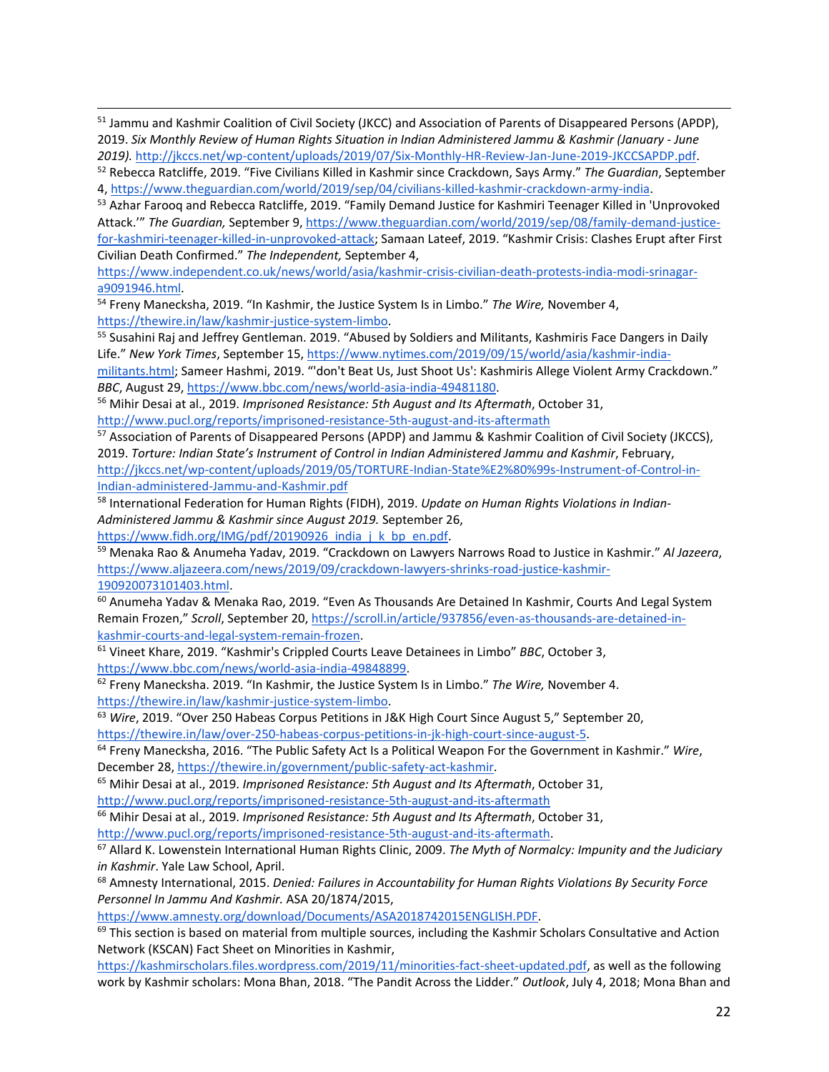[51] Jammu and Kashmir Coalition of Civil Society (JKCC) and Association of Parents of Disappeared Persons (APDP), 2019. *Six Monthly Review of Human Rights Situation in Indian Administered Jammu & Kashmir (January - June 2019).* http://jkccs.net/wp-content/uploads/2019/07/Six-Monthly-HR-Review-Jan-June-2019-JKCCSAPDP.pdf.

[52] Rebecca Ratcliffe, 2019. "Five Civilians Killed in Kashmir since Crackdown, Says Army." *The Guardian*, September 4, https://www.theguardian.com/world/2019/sep/04/civilians-killed-kashmir-crackdown-army-india.

[53] Azhar Farooq and Rebecca Ratcliffe, 2019. "Family Demand Justice for Kashmiri Teenager Killed in 'Unprovoked Attack.'" *The Guardian,* September 9, https://www.theguardian.com/world/2019/sep/08/family-demand-justice-for-kashmiri-teenager-killed-in-unprovoked-attack; Samaan Lateef, 2019. "Kashmir Crisis: Clashes Erupt after First Civilian Death Confirmed." *The Independent,* September 4, https://www.independent.co.uk/news/world/asia/kashmir-crisis-civilian-death-protests-india-modi-srinagar-a9091946.html.

[54] Freny Manecksha, 2019. "In Kashmir, the Justice System Is in Limbo." *The Wire,* November 4, https://thewire.in/law/kashmir-justice-system-limbo.

[55] Susahini Raj and Jeffrey Gentleman. 2019. "Abused by Soldiers and Militants, Kashmiris Face Dangers in Daily Life." *New York Times*, September 15, https://www.nytimes.com/2019/09/15/world/asia/kashmir-india-militants.html; Sameer Hashmi, 2019. "'don't Beat Us, Just Shoot Us': Kashmiris Allege Violent Army Crackdown." *BBC*, August 29, https://www.bbc.com/news/world-asia-india-49481180.

[56] Mihir Desai at al., 2019. *Imprisoned Resistance: 5th August and Its Aftermath*, October 31, http://www.pucl.org/reports/imprisoned-resistance-5th-august-and-its-aftermath

[57] Association of Parents of Disappeared Persons (APDP) and Jammu & Kashmir Coalition of Civil Society (JKCCS), 2019. *Torture: Indian State's Instrument of Control in Indian Administered Jammu and Kashmir*, February, http://jkccs.net/wp-content/uploads/2019/05/TORTURE-Indian-State%E2%80%99s-Instrument-of-Control-in-Indian-administered-Jammu-and-Kashmir.pdf

[58] International Federation for Human Rights (FIDH), 2019. *Update on Human Rights Violations in Indian-Administered Jammu & Kashmir since August 2019.* September 26, https://www.fidh.org/IMG/pdf/20190926_india_j_k_bp_en.pdf.

[59] Menaka Rao & Anumeha Yadav, 2019. "Crackdown on Lawyers Narrows Road to Justice in Kashmir." *Al Jazeera*, https://www.aljazeera.com/news/2019/09/crackdown-lawyers-shrinks-road-justice-kashmir-190920073101403.html.

[60] Anumeha Yadav & Menaka Rao, 2019. "Even As Thousands Are Detained In Kashmir, Courts And Legal System Remain Frozen," *Scroll*, September 20, https://scroll.in/article/937856/even-as-thousands-are-detained-in-kashmir-courts-and-legal-system-remain-frozen.

[61] Vineet Khare, 2019. "Kashmir's Crippled Courts Leave Detainees in Limbo" *BBC*, October 3, https://www.bbc.com/news/world-asia-india-49848899.

[62] Freny Manecksha. 2019. "In Kashmir, the Justice System Is in Limbo." *The Wire,* November 4. https://thewire.in/law/kashmir-justice-system-limbo.

[63] *Wire*, 2019. "Over 250 Habeas Corpus Petitions in J&K High Court Since August 5," September 20, https://thewire.in/law/over-250-habeas-corpus-petitions-in-jk-high-court-since-august-5.

[64] Freny Manecksha, 2016. "The Public Safety Act Is a Political Weapon For the Government in Kashmir." *Wire*, December 28, https://thewire.in/government/public-safety-act-kashmir.

[65] Mihir Desai at al., 2019. *Imprisoned Resistance: 5th August and Its Aftermath*, October 31, http://www.pucl.org/reports/imprisoned-resistance-5th-august-and-its-aftermath

[66] Mihir Desai at al., 2019. *Imprisoned Resistance: 5th August and Its Aftermath*, October 31, http://www.pucl.org/reports/imprisoned-resistance-5th-august-and-its-aftermath.

[67] Allard K. Lowenstein International Human Rights Clinic, 2009. *The Myth of Normalcy: Impunity and the Judiciary in Kashmir*. Yale Law School, April.

[68] Amnesty International, 2015. *Denied: Failures in Accountability for Human Rights Violations By Security Force Personnel In Jammu And Kashmir.* ASA 20/1874/2015, https://www.amnesty.org/download/Documents/ASA2018742015ENGLISH.PDF.

[69] This section is based on material from multiple sources, including the Kashmir Scholars Consultative and Action Network (KSCAN) Fact Sheet on Minorities in Kashmir, https://kashmirscholars.files.wordpress.com/2019/11/minorities-fact-sheet-updated.pdf, as well as the following work by Kashmir scholars: Mona Bhan, 2018. "The Pandit Across the Lidder." *Outlook*, July 4, 2018; Mona Bhan and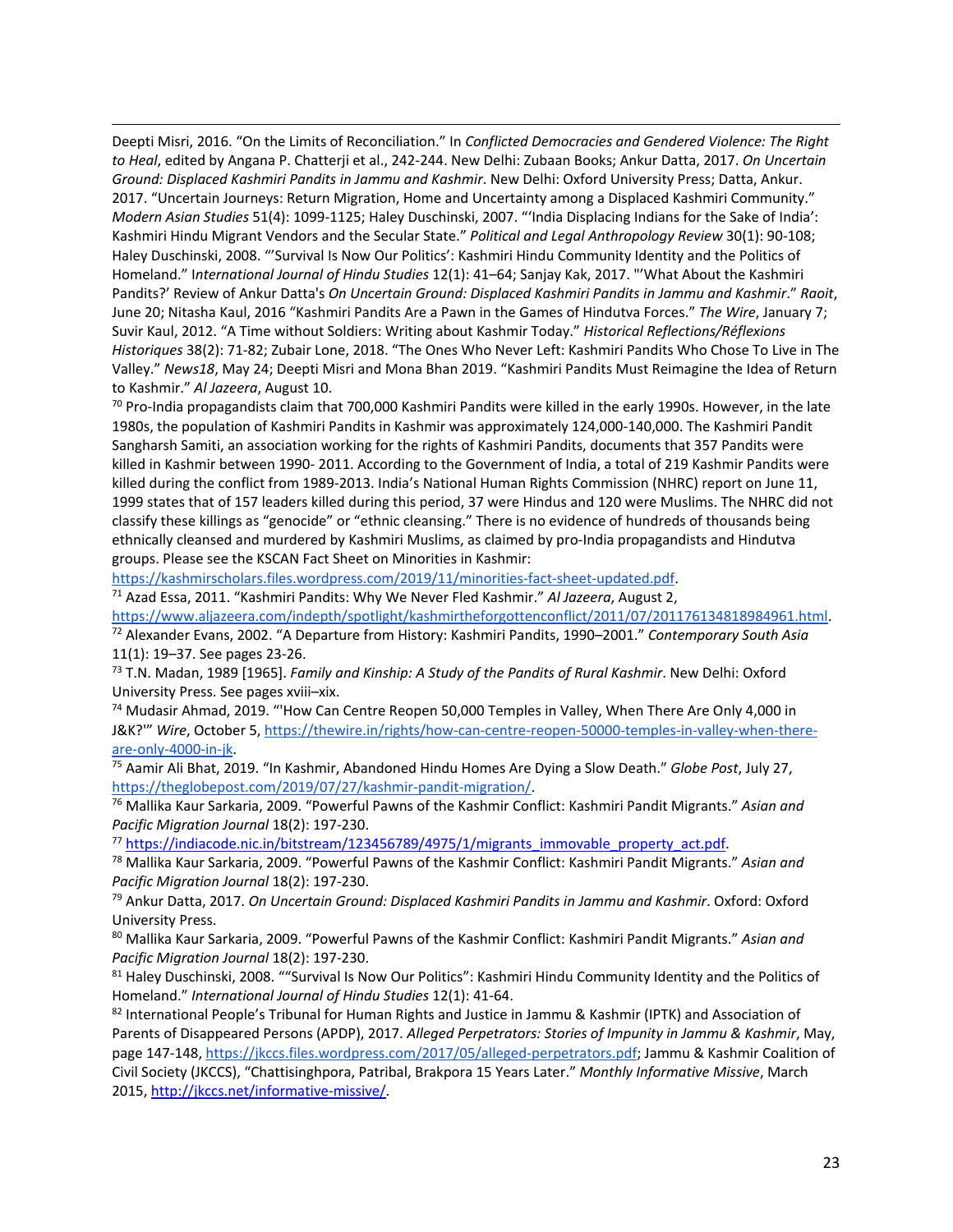Deepti Misri, 2016. "On the Limits of Reconciliation." In *Conflicted Democracies and Gendered Violence: The Right to Heal*, edited by Angana P. Chatterji et al., 242-244. New Delhi: Zubaan Books; Ankur Datta, 2017. *On Uncertain Ground: Displaced Kashmiri Pandits in Jammu and Kashmir*. New Delhi: Oxford University Press; Datta, Ankur. 2017. "Uncertain Journeys: Return Migration, Home and Uncertainty among a Displaced Kashmiri Community." *Modern Asian Studies* 51(4): 1099-1125; Haley Duschinski, 2007. "'India Displacing Indians for the Sake of India': Kashmiri Hindu Migrant Vendors and the Secular State." *Political and Legal Anthropology Review* 30(1): 90-108; Haley Duschinski, 2008. "'Survival Is Now Our Politics': Kashmiri Hindu Community Identity and the Politics of Homeland." *International Journal of Hindu Studies* 12(1): 41–64; Sanjay Kak, 2017. "'What About the Kashmiri Pandits?' Review of Ankur Datta's *On Uncertain Ground: Displaced Kashmiri Pandits in Jammu and Kashmir*." *Raoit*, June 20; Nitasha Kaul, 2016 "Kashmiri Pandits Are a Pawn in the Games of Hindutva Forces." *The Wire*, January 7; Suvir Kaul, 2012. "A Time without Soldiers: Writing about Kashmir Today." *Historical Reflections/Réflexions Historiques* 38(2): 71-82; Zubair Lone, 2018. "The Ones Who Never Left: Kashmiri Pandits Who Chose To Live in The Valley." *News18*, May 24; Deepti Misri and Mona Bhan 2019. "Kashmiri Pandits Must Reimagine the Idea of Return to Kashmir." *Al Jazeera*, August 10.

[70] Pro-India propagandists claim that 700,000 Kashmiri Pandits were killed in the early 1990s. However, in the late 1980s, the population of Kashmiri Pandits in Kashmir was approximately 124,000-140,000. The Kashmiri Pandit Sangharsh Samiti, an association working for the rights of Kashmiri Pandits, documents that 357 Pandits were killed in Kashmir between 1990- 2011. According to the Government of India, a total of 219 Kashmir Pandits were killed during the conflict from 1989-2013. India's National Human Rights Commission (NHRC) report on June 11, 1999 states that of 157 leaders killed during this period, 37 were Hindus and 120 were Muslims. The NHRC did not classify these killings as "genocide" or "ethnic cleansing." There is no evidence of hundreds of thousands being ethnically cleansed and murdered by Kashmiri Muslims, as claimed by pro-India propagandists and Hindutva groups. Please see the KSCAN Fact Sheet on Minorities in Kashmir: https://kashmirscholars.files.wordpress.com/2019/11/minorities-fact-sheet-updated.pdf.

[71] Azad Essa, 2011. "Kashmiri Pandits: Why We Never Fled Kashmir." *Al Jazeera*, August 2, https://www.aljazeera.com/indepth/spotlight/kashmirtheforgottenconflict/2011/07/201176134818984961.html.

[72] Alexander Evans, 2002. "A Departure from History: Kashmiri Pandits, 1990–2001." *Contemporary South Asia* 11(1): 19–37. See pages 23-26.

[73] T.N. Madan, 1989 [1965]. *Family and Kinship: A Study of the Pandits of Rural Kashmir*. New Delhi: Oxford University Press. See pages xviii–xix.

[74] Mudasir Ahmad, 2019. "'How Can Centre Reopen 50,000 Temples in Valley, When There Are Only 4,000 in J&K?'" *Wire*, October 5, https://thewire.in/rights/how-can-centre-reopen-50000-temples-in-valley-when-there-are-only-4000-in-jk.

[75] Aamir Ali Bhat, 2019. "In Kashmir, Abandoned Hindu Homes Are Dying a Slow Death." *Globe Post*, July 27, https://theglobepost.com/2019/07/27/kashmir-pandit-migration/.

[76] Mallika Kaur Sarkaria, 2009. "Powerful Pawns of the Kashmir Conflict: Kashmiri Pandit Migrants." *Asian and Pacific Migration Journal* 18(2): 197-230.

[77] https://indiacode.nic.in/bitstream/123456789/4975/1/migrants_immovable_property_act.pdf.

[78] Mallika Kaur Sarkaria, 2009. "Powerful Pawns of the Kashmir Conflict: Kashmiri Pandit Migrants." *Asian and Pacific Migration Journal* 18(2): 197-230.

[79] Ankur Datta, 2017. *On Uncertain Ground: Displaced Kashmiri Pandits in Jammu and Kashmir*. Oxford: Oxford University Press.

[80] Mallika Kaur Sarkaria, 2009. "Powerful Pawns of the Kashmir Conflict: Kashmiri Pandit Migrants." *Asian and Pacific Migration Journal* 18(2): 197-230.

[81] Haley Duschinski, 2008. ""Survival Is Now Our Politics": Kashmiri Hindu Community Identity and the Politics of Homeland." *International Journal of Hindu Studies* 12(1): 41-64.

[82] International People's Tribunal for Human Rights and Justice in Jammu & Kashmir (IPTK) and Association of Parents of Disappeared Persons (APDP), 2017. *Alleged Perpetrators: Stories of Impunity in Jammu & Kashmir*, May, page 147-148, https://jkccs.files.wordpress.com/2017/05/alleged-perpetrators.pdf; Jammu & Kashmir Coalition of Civil Society (JKCCS), "Chattisinghpora, Patribal, Brakpora 15 Years Later." *Monthly Informative Missive*, March 2015, http://jkccs.net/informative-missive/.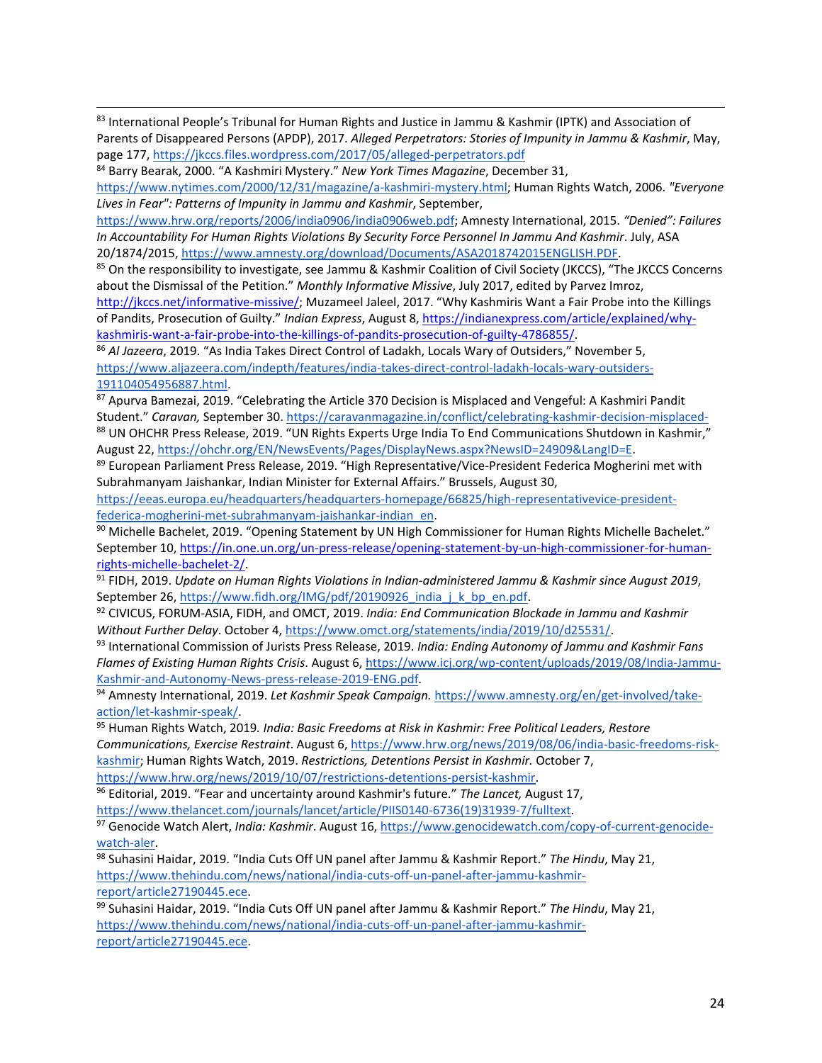[83] International People's Tribunal for Human Rights and Justice in Jammu & Kashmir (IPTK) and Association of Parents of Disappeared Persons (APDP), 2017. *Alleged Perpetrators: Stories of Impunity in Jammu & Kashmir*, May, page 177, https://jkccs.files.wordpress.com/2017/05/alleged-perpetrators.pdf

[84] Barry Bearak, 2000. "A Kashmiri Mystery." *New York Times Magazine*, December 31, https://www.nytimes.com/2000/12/31/magazine/a-kashmiri-mystery.html; Human Rights Watch, 2006. *"Everyone Lives in Fear": Patterns of Impunity in Jammu and Kashmir*, September, https://www.hrw.org/reports/2006/india0906/india0906web.pdf; Amnesty International, 2015. *"Denied": Failures In Accountability For Human Rights Violations By Security Force Personnel In Jammu And Kashmir*. July, ASA 20/1874/2015, https://www.amnesty.org/download/Documents/ASA2018742015ENGLISH.PDF.

[85] On the responsibility to investigate, see Jammu & Kashmir Coalition of Civil Society (JKCCS), "The JKCCS Concerns about the Dismissal of the Petition." *Monthly Informative Missive*, July 2017, edited by Parvez Imroz, http://jkccs.net/informative-missive/; Muzameel Jaleel, 2017. "Why Kashmiris Want a Fair Probe into the Killings of Pandits, Prosecution of Guilty." *Indian Express*, August 8, https://indianexpress.com/article/explained/why-kashmiris-want-a-fair-probe-into-the-killings-of-pandits-prosecution-of-guilty-4786855/.

[86] *Al Jazeera*, 2019. "As India Takes Direct Control of Ladakh, Locals Wary of Outsiders," November 5, https://www.aljazeera.com/indepth/features/india-takes-direct-control-ladakh-locals-wary-outsiders-191104054956887.html.

[87] Apurva Bamezai, 2019. "Celebrating the Article 370 Decision is Misplaced and Vengeful: A Kashmiri Pandit Student." *Caravan,* September 30. https://caravanmagazine.in/conflict/celebrating-kashmir-decision-misplaced-

[88] UN OHCHR Press Release, 2019. "UN Rights Experts Urge India To End Communications Shutdown in Kashmir," August 22, https://ohchr.org/EN/NewsEvents/Pages/DisplayNews.aspx?NewsID=24909&LangID=E.

[89] European Parliament Press Release, 2019. "High Representative/Vice-President Federica Mogherini met with Subrahmanyam Jaishankar, Indian Minister for External Affairs." Brussels, August 30, https://eeas.europa.eu/headquarters/headquarters-homepage/66825/high-representativevice-president-federica-mogherini-met-subrahmanyam-jaishankar-indian_en.

[90] Michelle Bachelet, 2019. "Opening Statement by UN High Commissioner for Human Rights Michelle Bachelet." September 10, https://in.one.un.org/un-press-release/opening-statement-by-un-high-commissioner-for-human-rights-michelle-bachelet-2/.

[91] FIDH, 2019. *Update on Human Rights Violations in Indian-administered Jammu & Kashmir since August 2019*, September 26, https://www.fidh.org/IMG/pdf/20190926_india_j_k_bp_en.pdf.

[92] CIVICUS, FORUM-ASIA, FIDH, and OMCT, 2019. *India: End Communication Blockade in Jammu and Kashmir Without Further Delay*. October 4, https://www.omct.org/statements/india/2019/10/d25531/.

[93] International Commission of Jurists Press Release, 2019. *India: Ending Autonomy of Jammu and Kashmir Fans Flames of Existing Human Rights Crisis*. August 6, https://www.icj.org/wp-content/uploads/2019/08/India-Jammu-Kashmir-and-Autonomy-News-press-release-2019-ENG.pdf.

[94] Amnesty International, 2019. *Let Kashmir Speak Campaign.* https://www.amnesty.org/en/get-involved/take-action/let-kashmir-speak/.

[95] Human Rights Watch, 2019. *India: Basic Freedoms at Risk in Kashmir: Free Political Leaders, Restore Communications, Exercise Restraint*. August 6, https://www.hrw.org/news/2019/08/06/india-basic-freedoms-risk-kashmir; Human Rights Watch, 2019. *Restrictions, Detentions Persist in Kashmir.* October 7, https://www.hrw.org/news/2019/10/07/restrictions-detentions-persist-kashmir.

[96] Editorial, 2019. "Fear and uncertainty around Kashmir's future." *The Lancet,* August 17, https://www.thelancet.com/journals/lancet/article/PIIS0140-6736(19)31939-7/fulltext.

[97] Genocide Watch Alert, *India: Kashmir*. August 16, https://www.genocidewatch.com/copy-of-current-genocide-watch-aler.

[98] Suhasini Haidar, 2019. "India Cuts Off UN panel after Jammu & Kashmir Report." *The Hindu*, May 21, https://www.thehindu.com/news/national/india-cuts-off-un-panel-after-jammu-kashmir-report/article27190445.ece.

[99] Suhasini Haidar, 2019. "India Cuts Off UN panel after Jammu & Kashmir Report." *The Hindu*, May 21, https://www.thehindu.com/news/national/india-cuts-off-un-panel-after-jammu-kashmir-report/article27190445.ece.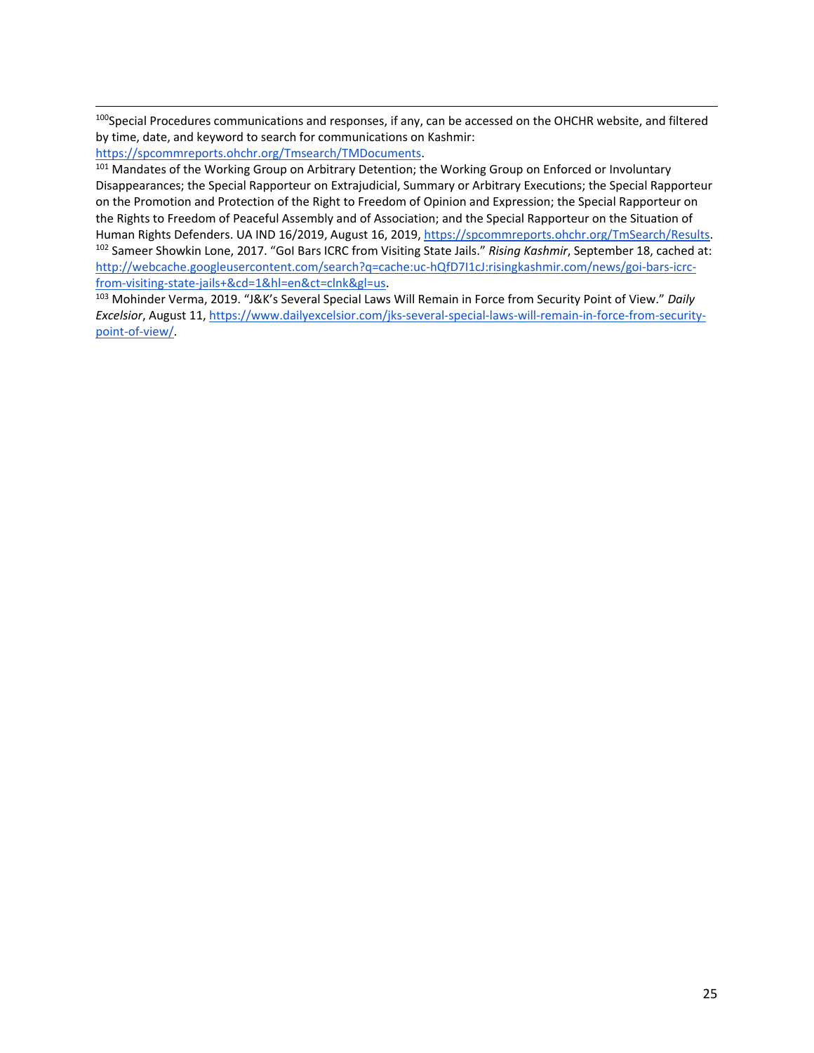---

[100]Special Procedures communications and responses, if any, can be accessed on the OHCHR website, and filtered by time, date, and keyword to search for communications on Kashmir: https://spcommreports.ohchr.org/Tmsearch/TMDocuments.

[101] Mandates of the Working Group on Arbitrary Detention; the Working Group on Enforced or Involuntary Disappearances; the Special Rapporteur on Extrajudicial, Summary or Arbitrary Executions; the Special Rapporteur on the Promotion and Protection of the Right to Freedom of Opinion and Expression; the Special Rapporteur on the Rights to Freedom of Peaceful Assembly and of Association; and the Special Rapporteur on the Situation of Human Rights Defenders. UA IND 16/2019, August 16, 2019, https://spcommreports.ohchr.org/TmSearch/Results.

[102] Sameer Showkin Lone, 2017. "GoI Bars ICRC from Visiting State Jails." *Rising Kashmir*, September 18, cached at: http://webcache.googleusercontent.com/search?q=cache:uc-hQfD7I1cJ:risingkashmir.com/news/goi-bars-icrc-from-visiting-state-jails+&cd=1&hl=en&ct=clnk&gl=us.

[103] Mohinder Verma, 2019. "J&K's Several Special Laws Will Remain in Force from Security Point of View." *Daily Excelsior*, August 11, https://www.dailyexcelsior.com/jks-several-special-laws-will-remain-in-force-from-security-point-of-view/.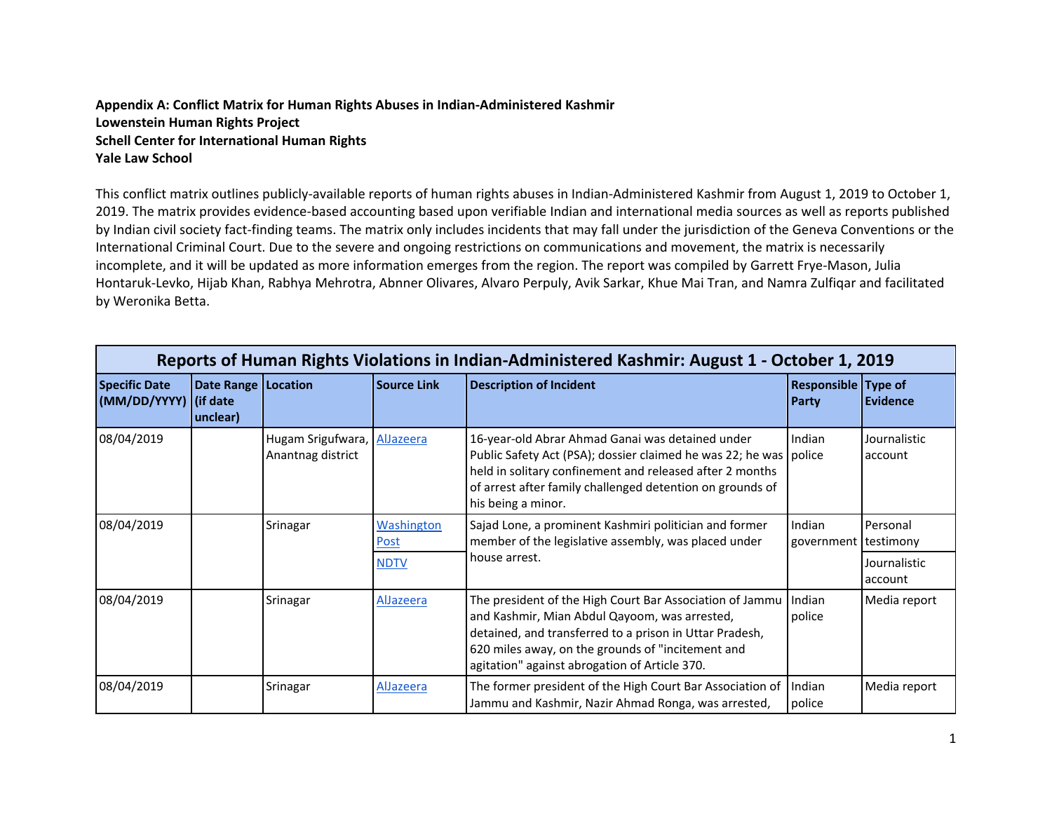**Appendix A: Conflict Matrix for Human Rights Abuses in Indian-Administered Kashmir**
**Lowenstein Human Rights Project**
**Schell Center for International Human Rights**
**Yale Law School**

This conflict matrix outlines publicly-available reports of human rights abuses in Indian-Administered Kashmir from August 1, 2019 to October 1, 2019. The matrix provides evidence-based accounting based upon verifiable Indian and international media sources as well as reports published by Indian civil society fact-finding teams. The matrix only includes incidents that may fall under the jurisdiction of the Geneva Conventions or the International Criminal Court. Due to the severe and ongoing restrictions on communications and movement, the matrix is necessarily incomplete, and it will be updated as more information emerges from the region. The report was compiled by Garrett Frye-Mason, Julia Hontaruk-Levko, Hijab Khan, Rabhya Mehrotra, Abnner Olivares, Alvaro Perpuly, Avik Sarkar, Khue Mai Tran, and Namra Zulfiqar and facilitated by Weronika Betta.

| Reports of Human Rights Violations in Indian-Administered Kashmir: August 1 - October 1, 2019 | | | | | | |
|---|---|---|---|---|---|---|
| **Specific Date (MM/DD/YYYY)** | **Date Range (if date unclear)** | **Location** | **Source Link** | **Description of Incident** | **Responsible Party** | **Type of Evidence** |
| 08/04/2019 | | Hugam Srigufwara, Anantnag district | AlJazeera | 16-year-old Abrar Ahmad Ganai was detained under Public Safety Act (PSA); dossier claimed he was 22; he was held in solitary confinement and released after 2 months of arrest after family challenged detention on grounds of his being a minor. | Indian police | Journalistic account |
| 08/04/2019 | | Srinagar | Washington Post | Sajad Lone, a prominent Kashmiri politician and former member of the legislative assembly, was placed under house arrest. | Indian government | Personal testimony |
| | | | NDTV | | | Journalistic account |
| 08/04/2019 | | Srinagar | AlJazeera | The president of the High Court Bar Association of Jammu and Kashmir, Mian Abdul Qayoom, was arrested, detained, and transferred to a prison in Uttar Pradesh, 620 miles away, on the grounds of "incitement and agitation" against abrogation of Article 370. | Indian police | Media report |
| 08/04/2019 | | Srinagar | AlJazeera | The former president of the High Court Bar Association of Jammu and Kashmir, Nazir Ahmad Ronga, was arrested, | Indian police | Media report |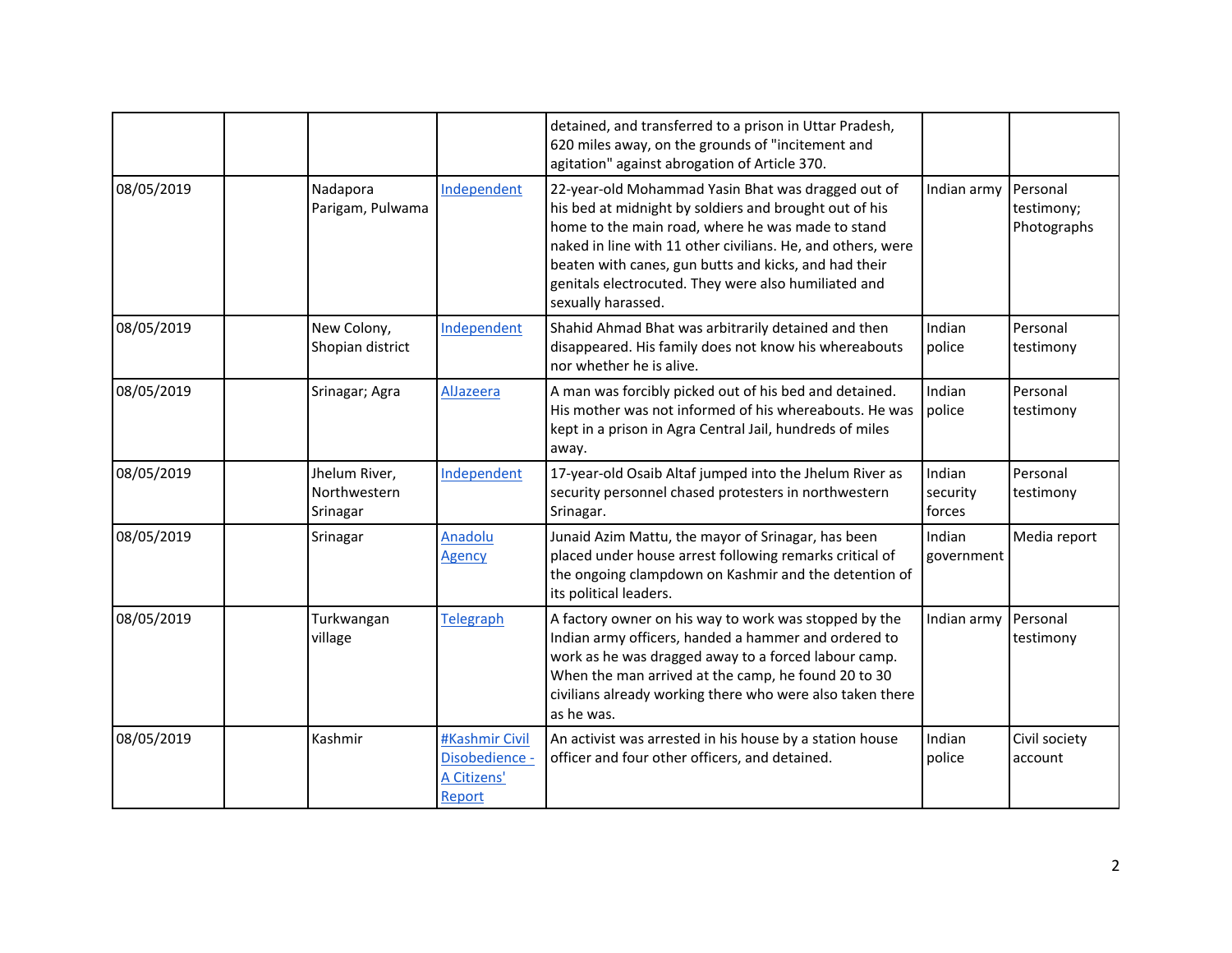| | | | | | | |
|---|---|---|---|---|---|---|
| | | | | detained, and transferred to a prison in Uttar Pradesh, 620 miles away, on the grounds of "incitement and agitation" against abrogation of Article 370. | | |
| 08/05/2019 | | Nadapora Parigam, Pulwama | Independent | 22-year-old Mohammad Yasin Bhat was dragged out of his bed at midnight by soldiers and brought out of his home to the main road, where he was made to stand naked in line with 11 other civilians. He, and others, were beaten with canes, gun butts and kicks, and had their genitals electrocuted. They were also humiliated and sexually harassed. | Indian army | Personal testimony; Photographs |
| 08/05/2019 | | New Colony, Shopian district | Independent | Shahid Ahmad Bhat was arbitrarily detained and then disappeared. His family does not know his whereabouts nor whether he is alive. | Indian police | Personal testimony |
| 08/05/2019 | | Srinagar; Agra | AlJazeera | A man was forcibly picked out of his bed and detained. His mother was not informed of his whereabouts. He was kept in a prison in Agra Central Jail, hundreds of miles away. | Indian police | Personal testimony |
| 08/05/2019 | | Jhelum River, Northwestern Srinagar | Independent | 17-year-old Osaib Altaf jumped into the Jhelum River as security personnel chased protesters in northwestern Srinagar. | Indian security forces | Personal testimony |
| 08/05/2019 | | Srinagar | Anadolu Agency | Junaid Azim Mattu, the mayor of Srinagar, has been placed under house arrest following remarks critical of the ongoing clampdown on Kashmir and the detention of its political leaders. | Indian government | Media report |
| 08/05/2019 | | Turkwangan village | Telegraph | A factory owner on his way to work was stopped by the Indian army officers, handed a hammer and ordered to work as he was dragged away to a forced labour camp. When the man arrived at the camp, he found 20 to 30 civilians already working there who were also taken there as he was. | Indian army | Personal testimony |
| 08/05/2019 | | Kashmir | #Kashmir Civil Disobedience - A Citizens' Report | An activist was arrested in his house by a station house officer and four other officers, and detained. | Indian police | Civil society account |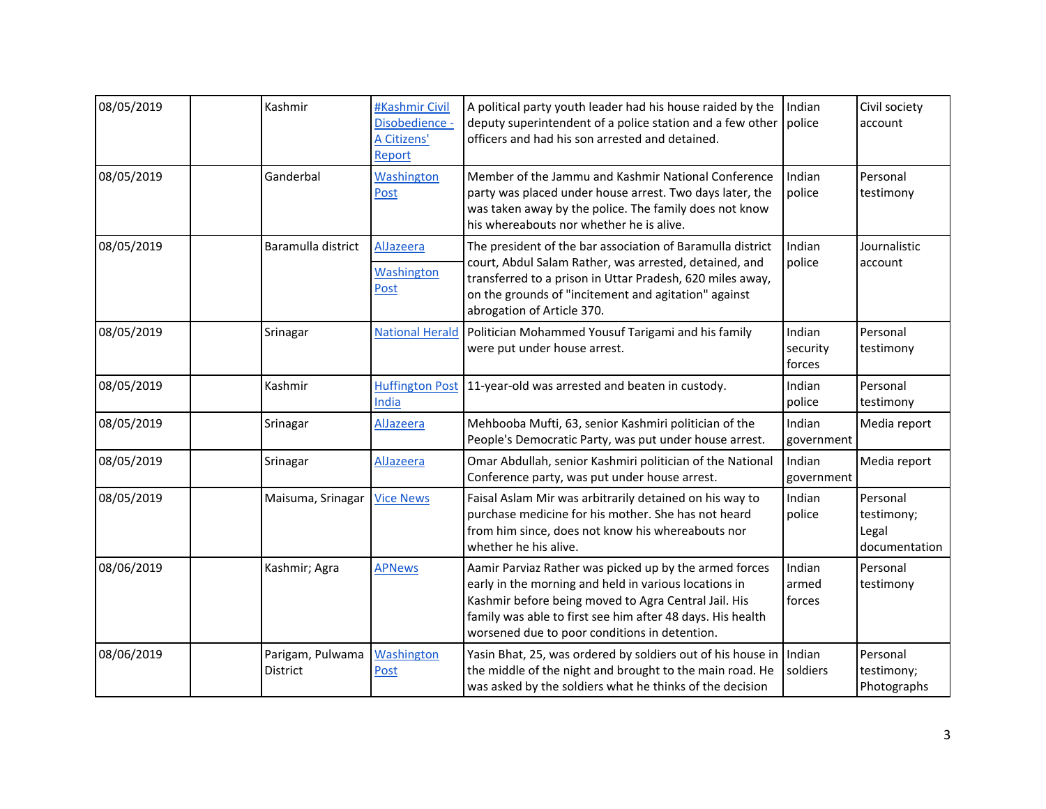| 08/05/2019 | | Kashmir | #Kashmir Civil Disobedience - A Citizens' Report | A political party youth leader had his house raided by the deputy superintendent of a police station and a few other officers and had his son arrested and detained. | Indian police | Civil society account |
|---|---|---|---|---|---|---|
| 08/05/2019 | | Ganderbal | Washington Post | Member of the Jammu and Kashmir National Conference party was placed under house arrest. Two days later, the was taken away by the police. The family does not know his whereabouts nor whether he is alive. | Indian police | Personal testimony |
| 08/05/2019 | | Baramulla district | AlJazeera<br>Washington Post | The president of the bar association of Baramulla district court, Abdul Salam Rather, was arrested, detained, and transferred to a prison in Uttar Pradesh, 620 miles away, on the grounds of "incitement and agitation" against abrogation of Article 370. | Indian police | Journalistic account |
| 08/05/2019 | | Srinagar | National Herald | Politician Mohammed Yousuf Tarigami and his family were put under house arrest. | Indian security forces | Personal testimony |
| 08/05/2019 | | Kashmir | Huffington Post India | 11-year-old was arrested and beaten in custody. | Indian police | Personal testimony |
| 08/05/2019 | | Srinagar | AlJazeera | Mehbooba Mufti, 63, senior Kashmiri politician of the People's Democratic Party, was put under house arrest. | Indian government | Media report |
| 08/05/2019 | | Srinagar | AlJazeera | Omar Abdullah, senior Kashmiri politician of the National Conference party, was put under house arrest. | Indian government | Media report |
| 08/05/2019 | | Maisuma, Srinagar | Vice News | Faisal Aslam Mir was arbitrarily detained on his way to purchase medicine for his mother. She has not heard from him since, does not know his whereabouts nor whether he his alive. | Indian police | Personal testimony; Legal documentation |
| 08/06/2019 | | Kashmir; Agra | APNews | Aamir Parviaz Rather was picked up by the armed forces early in the morning and held in various locations in Kashmir before being moved to Agra Central Jail. His family was able to first see him after 48 days. His health worsened due to poor conditions in detention. | Indian armed forces | Personal testimony |
| 08/06/2019 | | Parigam, Pulwama District | Washington Post | Yasin Bhat, 25, was ordered by soldiers out of his house in the middle of the night and brought to the main road. He was asked by the soldiers what he thinks of the decision | Indian soldiers | Personal testimony; Photographs |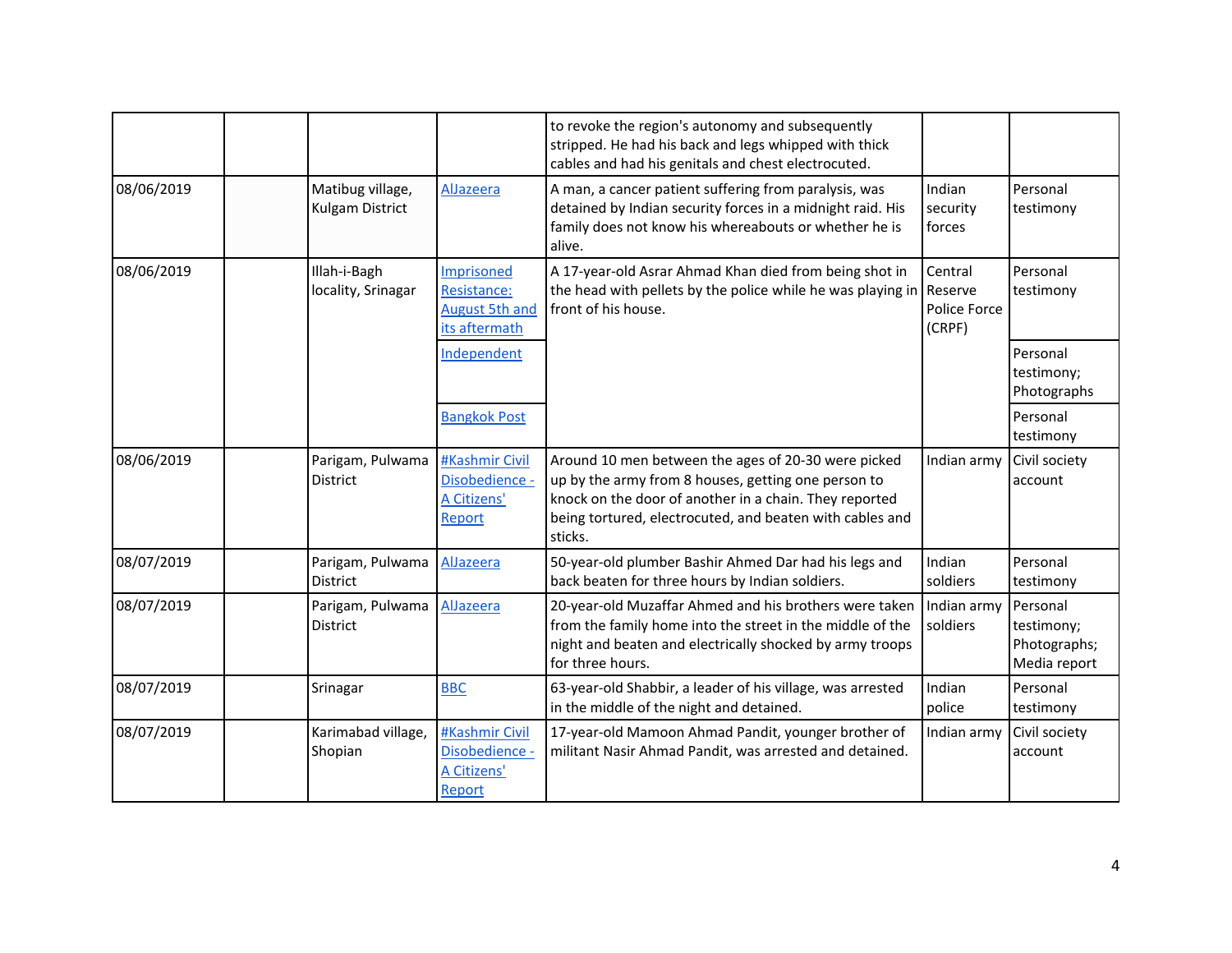| | | | | | | |
|---|---|---|---|---|---|---|
| | | | | to revoke the region's autonomy and subsequently stripped. He had his back and legs whipped with thick cables and had his genitals and chest electrocuted. | | |
| 08/06/2019 | | Matibug village, Kulgam District | AlJazeera | A man, a cancer patient suffering from paralysis, was detained by Indian security forces in a midnight raid. His family does not know his whereabouts or whether he is alive. | Indian security forces | Personal testimony |
| 08/06/2019 | | Illah-i-Bagh locality, Srinagar | Imprisoned Resistance: August 5th and its aftermath | A 17-year-old Asrar Ahmad Khan died from being shot in the head with pellets by the police while he was playing in front of his house. | Central Reserve Police Force (CRPF) | Personal testimony |
| | | | Independent | | | Personal testimony; Photographs |
| | | | Bangkok Post | | | Personal testimony |
| 08/06/2019 | | Parigam, Pulwama District | #Kashmir Civil Disobedience - A Citizens' Report | Around 10 men between the ages of 20-30 were picked up by the army from 8 houses, getting one person to knock on the door of another in a chain. They reported being tortured, electrocuted, and beaten with cables and sticks. | Indian army | Civil society account |
| 08/07/2019 | | Parigam, Pulwama District | AlJazeera | 50-year-old plumber Bashir Ahmed Dar had his legs and back beaten for three hours by Indian soldiers. | Indian soldiers | Personal testimony |
| 08/07/2019 | | Parigam, Pulwama District | AlJazeera | 20-year-old Muzaffar Ahmed and his brothers were taken from the family home into the street in the middle of the night and beaten and electrically shocked by army troops for three hours. | Indian army soldiers | Personal testimony; Photographs; Media report |
| 08/07/2019 | | Srinagar | BBC | 63-year-old Shabbir, a leader of his village, was arrested in the middle of the night and detained. | Indian police | Personal testimony |
| 08/07/2019 | | Karimabad village, Shopian | #Kashmir Civil Disobedience - A Citizens' Report | 17-year-old Mamoon Ahmad Pandit, younger brother of militant Nasir Ahmad Pandit, was arrested and detained. | Indian army | Civil society account |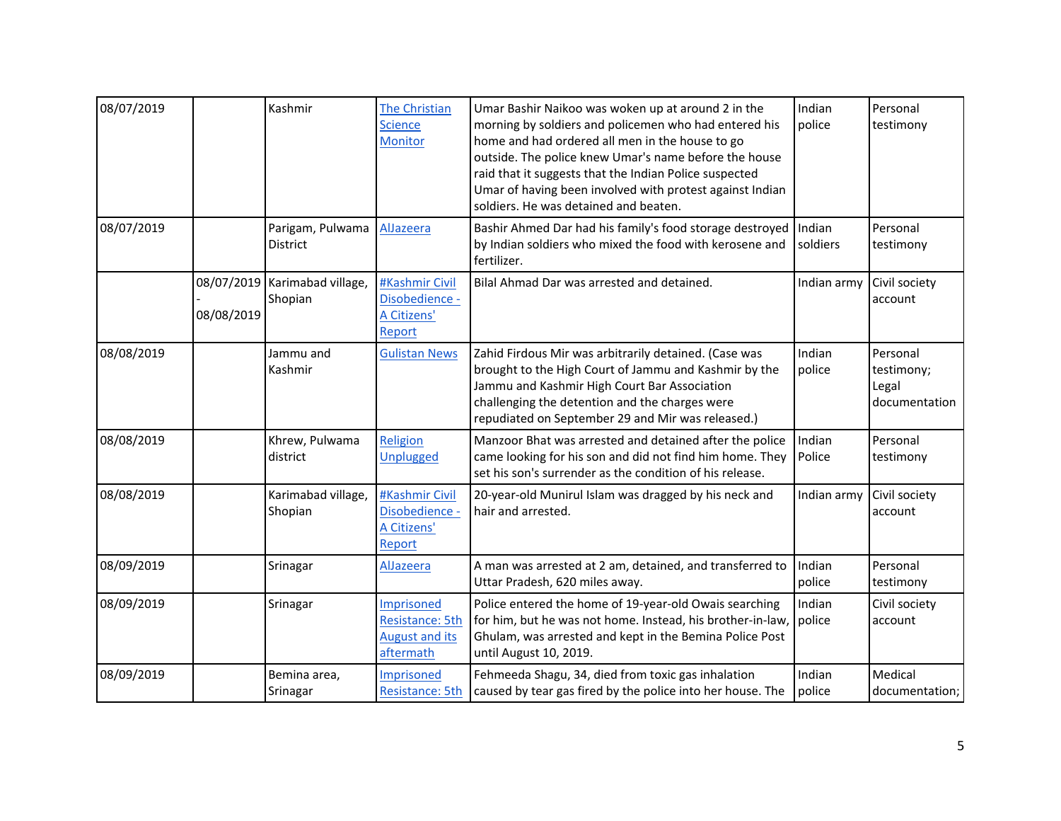| | | | | | | |
|---|---|---|---|---|---|---|
| 08/07/2019 | | Kashmir | The Christian Science Monitor | Umar Bashir Naikoo was woken up at around 2 in the morning by soldiers and policemen who had entered his home and had ordered all men in the house to go outside. The police knew Umar's name before the house raid that it suggests that the Indian Police suspected Umar of having been involved with protest against Indian soldiers. He was detained and beaten. | Indian police | Personal testimony |
| 08/07/2019 | | Parigam, Pulwama District | AlJazeera | Bashir Ahmed Dar had his family's food storage destroyed by Indian soldiers who mixed the food with kerosene and fertilizer. | Indian soldiers | Personal testimony |
| | 08/07/2019 - 08/08/2019 | Karimabad village, Shopian | #Kashmir Civil Disobedience - A Citizens' Report | Bilal Ahmad Dar was arrested and detained. | Indian army | Civil society account |
| 08/08/2019 | | Jammu and Kashmir | Gulistan News | Zahid Firdous Mir was arbitrarily detained. (Case was brought to the High Court of Jammu and Kashmir by the Jammu and Kashmir High Court Bar Association challenging the detention and the charges were repudiated on September 29 and Mir was released.) | Indian police | Personal testimony; Legal documentation |
| 08/08/2019 | | Khrew, Pulwama district | Religion Unplugged | Manzoor Bhat was arrested and detained after the police came looking for his son and did not find him home. They set his son's surrender as the condition of his release. | Indian Police | Personal testimony |
| 08/08/2019 | | Karimabad village, Shopian | #Kashmir Civil Disobedience - A Citizens' Report | 20-year-old Munirul Islam was dragged by his neck and hair and arrested. | Indian army | Civil society account |
| 08/09/2019 | | Srinagar | AlJazeera | A man was arrested at 2 am, detained, and transferred to Uttar Pradesh, 620 miles away. | Indian police | Personal testimony |
| 08/09/2019 | | Srinagar | Imprisoned Resistance: 5th August and its aftermath | Police entered the home of 19-year-old Owais searching for him, but he was not home. Instead, his brother-in-law, Ghulam, was arrested and kept in the Bemina Police Post until August 10, 2019. | Indian police | Civil society account |
| 08/09/2019 | | Bemina area, Srinagar | Imprisoned Resistance: 5th | Fehmeeda Shagu, 34, died from toxic gas inhalation caused by tear gas fired by the police into her house. The | Indian police | Medical documentation; |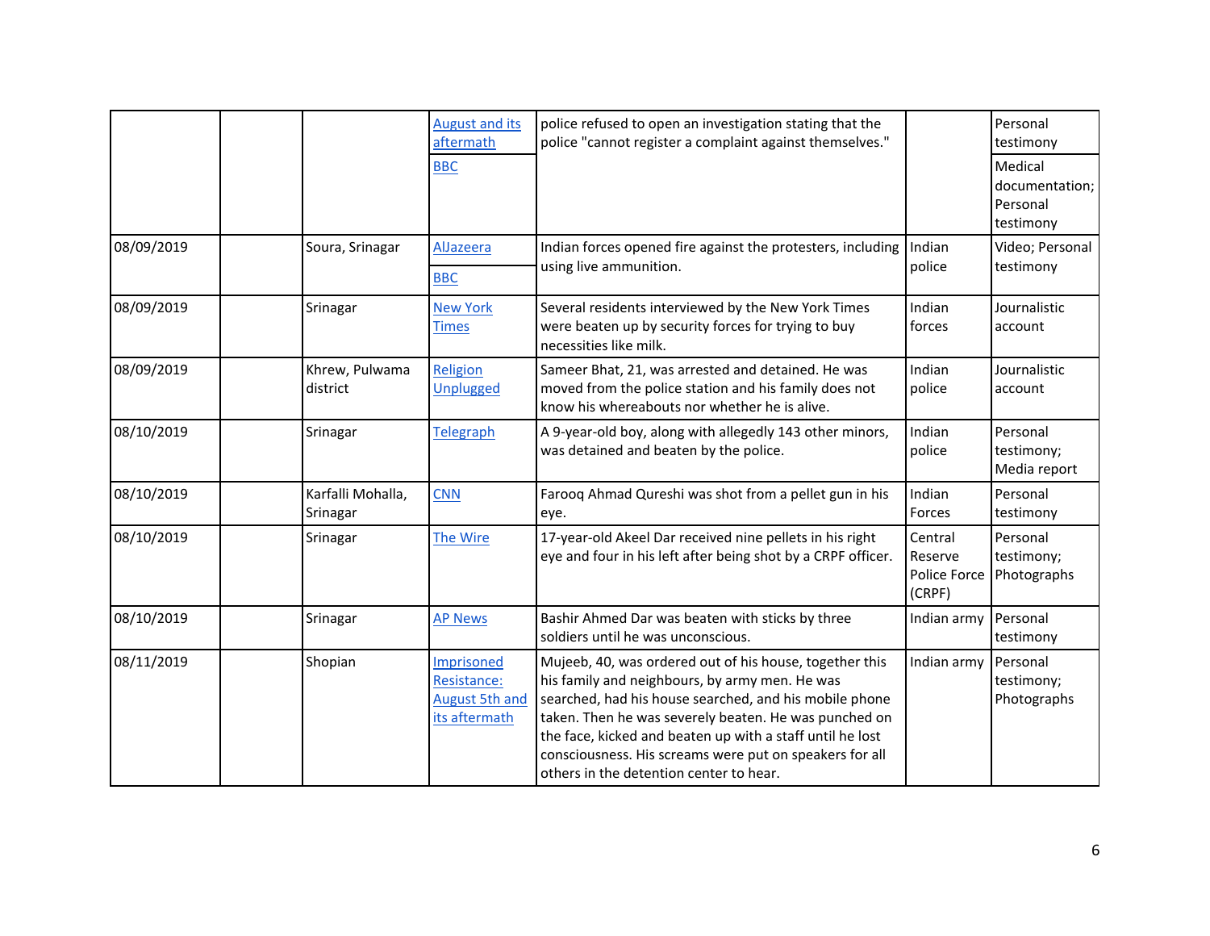| | | | | | | |
|---|---|---|---|---|---|---|
| | | | August and its aftermath<br>BBC | police refused to open an investigation stating that the police "cannot register a complaint against themselves." | | Personal testimony<br>Medical documentation; Personal testimony |
| 08/09/2019 | | Soura, Srinagar | AlJazeera<br>BBC | Indian forces opened fire against the protesters, including using live ammunition. | Indian police | Video; Personal testimony |
| 08/09/2019 | | Srinagar | New York Times | Several residents interviewed by the New York Times were beaten up by security forces for trying to buy necessities like milk. | Indian forces | Journalistic account |
| 08/09/2019 | | Khrew, Pulwama district | Religion Unplugged | Sameer Bhat, 21, was arrested and detained. He was moved from the police station and his family does not know his whereabouts nor whether he is alive. | Indian police | Journalistic account |
| 08/10/2019 | | Srinagar | Telegraph | A 9-year-old boy, along with allegedly 143 other minors, was detained and beaten by the police. | Indian police | Personal testimony; Media report |
| 08/10/2019 | | Karfalli Mohalla, Srinagar | CNN | Farooq Ahmad Qureshi was shot from a pellet gun in his eye. | Indian Forces | Personal testimony |
| 08/10/2019 | | Srinagar | The Wire | 17-year-old Akeel Dar received nine pellets in his right eye and four in his left after being shot by a CRPF officer. | Central Reserve Police Force (CRPF) | Personal testimony; Photographs |
| 08/10/2019 | | Srinagar | AP News | Bashir Ahmed Dar was beaten with sticks by three soldiers until he was unconscious. | Indian army | Personal testimony |
| 08/11/2019 | | Shopian | Imprisoned Resistance: August 5th and its aftermath | Mujeeb, 40, was ordered out of his house, together this his family and neighbours, by army men. He was searched, had his house searched, and his mobile phone taken. Then he was severely beaten. He was punched on the face, kicked and beaten up with a staff until he lost consciousness. His screams were put on speakers for all others in the detention center to hear. | Indian army | Personal testimony; Photographs |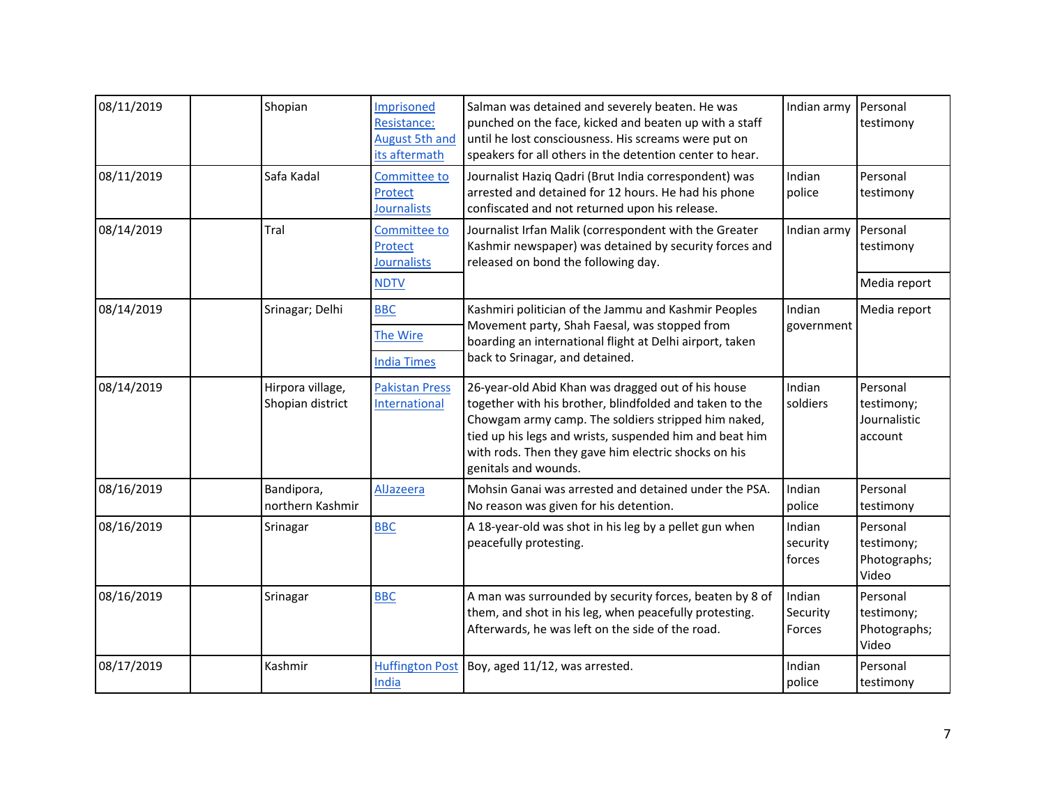| | | | | | | |
|---|---|---|---|---|---|---|
| 08/11/2019 | | Shopian | Imprisoned Resistance: August 5th and its aftermath | Salman was detained and severely beaten. He was punched on the face, kicked and beaten up with a staff until he lost consciousness. His screams were put on speakers for all others in the detention center to hear. | Indian army | Personal testimony |
| 08/11/2019 | | Safa Kadal | Committee to Protect Journalists | Journalist Haziq Qadri (Brut India correspondent) was arrested and detained for 12 hours. He had his phone confiscated and not returned upon his release. | Indian police | Personal testimony |
| 08/14/2019 | | Tral | Committee to Protect Journalists; NDTV | Journalist Irfan Malik (correspondent with the Greater Kashmir newspaper) was detained by security forces and released on bond the following day. | Indian army | Personal testimony; Media report |
| 08/14/2019 | | Srinagar; Delhi | BBC; The Wire; India Times | Kashmiri politician of the Jammu and Kashmir Peoples Movement party, Shah Faesal, was stopped from boarding an international flight at Delhi airport, taken back to Srinagar, and detained. | Indian government | Media report |
| 08/14/2019 | | Hirpora village, Shopian district | Pakistan Press International | 26-year-old Abid Khan was dragged out of his house together with his brother, blindfolded and taken to the Chowgam army camp. The soldiers stripped him naked, tied up his legs and wrists, suspended him and beat him with rods. Then they gave him electric shocks on his genitals and wounds. | Indian soldiers | Personal testimony; Journalistic account |
| 08/16/2019 | | Bandipora, northern Kashmir | AlJazeera | Mohsin Ganai was arrested and detained under the PSA. No reason was given for his detention. | Indian police | Personal testimony |
| 08/16/2019 | | Srinagar | BBC | A 18-year-old was shot in his leg by a pellet gun when peacefully protesting. | Indian security forces | Personal testimony; Photographs; Video |
| 08/16/2019 | | Srinagar | BBC | A man was surrounded by security forces, beaten by 8 of them, and shot in his leg, when peacefully protesting. Afterwards, he was left on the side of the road. | Indian Security Forces | Personal testimony; Photographs; Video |
| 08/17/2019 | | Kashmir | Huffington Post India | Boy, aged 11/12, was arrested. | Indian police | Personal testimony |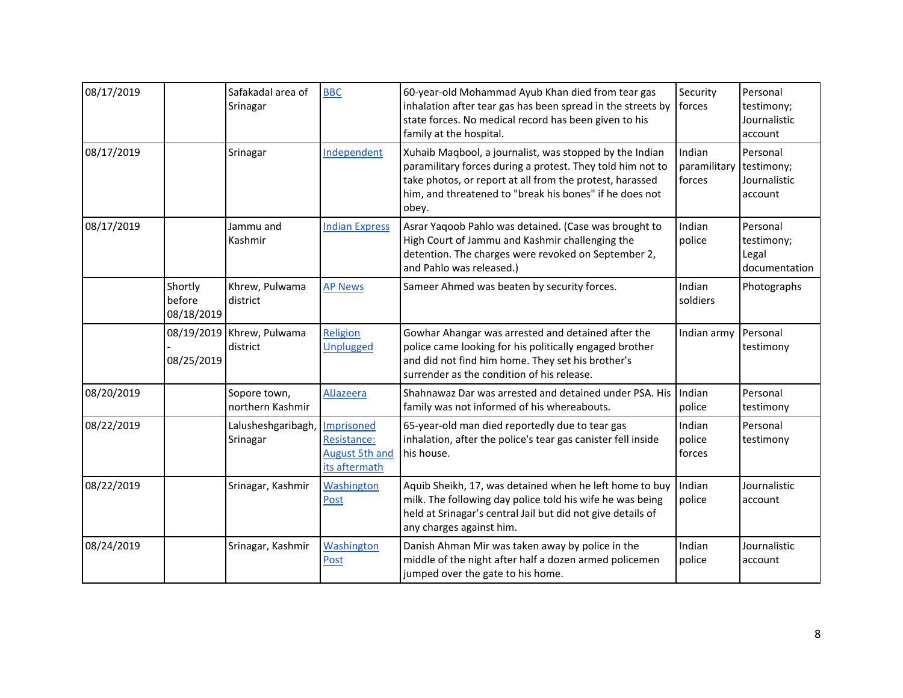| | | | | | | |
|---|---|---|---|---|---|---|
| 08/17/2019 | | Safakadal area of Srinagar | BBC | 60-year-old Mohammad Ayub Khan died from tear gas inhalation after tear gas has been spread in the streets by state forces. No medical record has been given to his family at the hospital. | Security forces | Personal testimony; Journalistic account |
| 08/17/2019 | | Srinagar | Independent | Xuhaib Maqbool, a journalist, was stopped by the Indian paramilitary forces during a protest. They told him not to take photos, or report at all from the protest, harassed him, and threatened to "break his bones" if he does not obey. | Indian paramilitary forces | Personal testimony; Journalistic account |
| 08/17/2019 | | Jammu and Kashmir | Indian Express | Asrar Yaqoob Pahlo was detained. (Case was brought to High Court of Jammu and Kashmir challenging the detention. The charges were revoked on September 2, and Pahlo was released.) | Indian police | Personal testimony; Legal documentation |
| | Shortly before 08/18/2019 | Khrew, Pulwama district | AP News | Sameer Ahmed was beaten by security forces. | Indian soldiers | Photographs |
| | 08/19/2019 - 08/25/2019 | Khrew, Pulwama district | Religion Unplugged | Gowhar Ahangar was arrested and detained after the police came looking for his politically engaged brother and did not find him home. They set his brother's surrender as the condition of his release. | Indian army | Personal testimony |
| 08/20/2019 | | Sopore town, northern Kashmir | AlJazeera | Shahnawaz Dar was arrested and detained under PSA. His family was not informed of his whereabouts. | Indian police | Personal testimony |
| 08/22/2019 | | Lalusheshgaribagh, Srinagar | Imprisoned Resistance: August 5th and its aftermath | 65-year-old man died reportedly due to tear gas inhalation, after the police's tear gas canister fell inside his house. | Indian police forces | Personal testimony |
| 08/22/2019 | | Srinagar, Kashmir | Washington Post | Aquib Sheikh, 17, was detained when he left home to buy milk. The following day police told his wife he was being held at Srinagar's central Jail but did not give details of any charges against him. | Indian police | Journalistic account |
| 08/24/2019 | | Srinagar, Kashmir | Washington Post | Danish Ahman Mir was taken away by police in the middle of the night after half a dozen armed policemen jumped over the gate to his home. | Indian police | Journalistic account |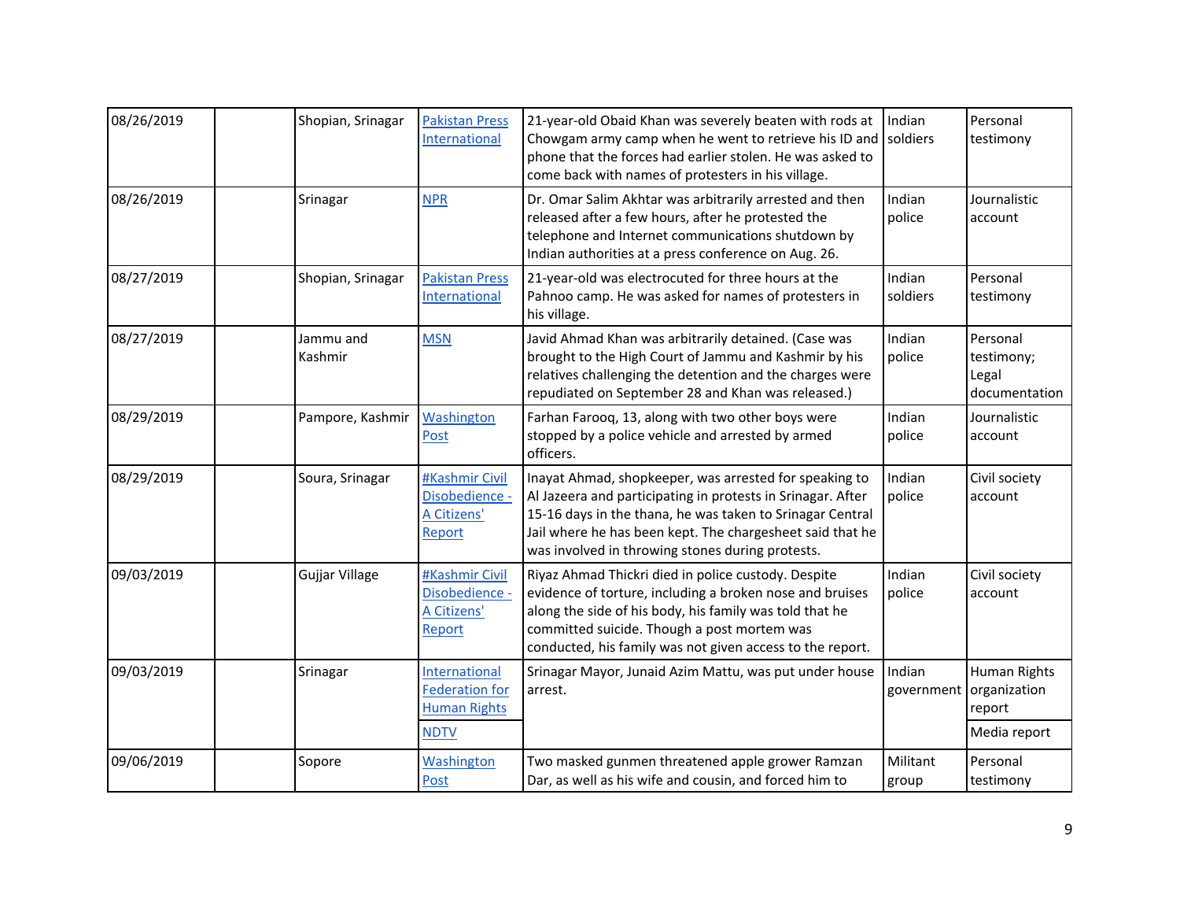| | | | | | | |
|---|---|---|---|---|---|---|
| 08/26/2019 | | Shopian, Srinagar | Pakistan Press International | 21-year-old Obaid Khan was severely beaten with rods at Chowgam army camp when he went to retrieve his ID and phone that the forces had earlier stolen. He was asked to come back with names of protesters in his village. | Indian soldiers | Personal testimony |
| 08/26/2019 | | Srinagar | NPR | Dr. Omar Salim Akhtar was arbitrarily arrested and then released after a few hours, after he protested the telephone and Internet communications shutdown by Indian authorities at a press conference on Aug. 26. | Indian police | Journalistic account |
| 08/27/2019 | | Shopian, Srinagar | Pakistan Press International | 21-year-old was electrocuted for three hours at the Pahnoo camp. He was asked for names of protesters in his village. | Indian soldiers | Personal testimony |
| 08/27/2019 | | Jammu and Kashmir | MSN | Javid Ahmad Khan was arbitrarily detained. (Case was brought to the High Court of Jammu and Kashmir by his relatives challenging the detention and the charges were repudiated on September 28 and Khan was released.) | Indian police | Personal testimony; Legal documentation |
| 08/29/2019 | | Pampore, Kashmir | Washington Post | Farhan Farooq, 13, along with two other boys were stopped by a police vehicle and arrested by armed officers. | Indian police | Journalistic account |
| 08/29/2019 | | Soura, Srinagar | #Kashmir Civil Disobedience - A Citizens' Report | Inayat Ahmad, shopkeeper, was arrested for speaking to Al Jazeera and participating in protests in Srinagar. After 15-16 days in the thana, he was taken to Srinagar Central Jail where he has been kept. The chargesheet said that he was involved in throwing stones during protests. | Indian police | Civil society account |
| 09/03/2019 | | Gujjar Village | #Kashmir Civil Disobedience - A Citizens' Report | Riyaz Ahmad Thickri died in police custody. Despite evidence of torture, including a broken nose and bruises along the side of his body, his family was told that he committed suicide. Though a post mortem was conducted, his family was not given access to the report. | Indian police | Civil society account |
| 09/03/2019 | | Srinagar | International Federation for Human Rights | Srinagar Mayor, Junaid Azim Mattu, was put under house arrest. | Indian government | Human Rights organization report |
| | | | NDTV | | | Media report |
| 09/06/2019 | | Sopore | Washington Post | Two masked gunmen threatened apple grower Ramzan Dar, as well as his wife and cousin, and forced him to | Militant group | Personal testimony |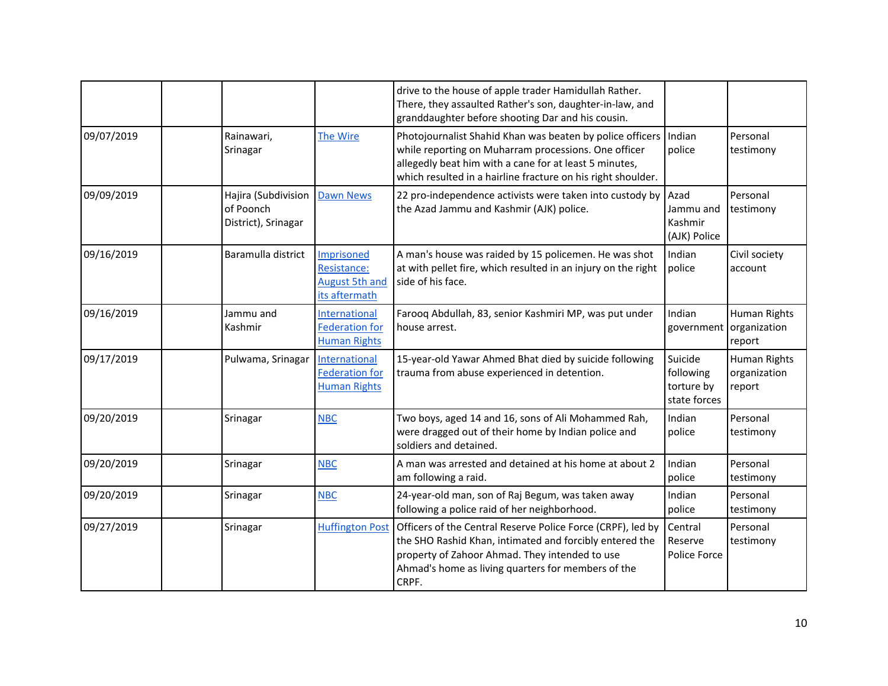| | | | | | | |
|---|---|---|---|---|---|---|
| | | | | drive to the house of apple trader Hamidullah Rather. There, they assaulted Rather's son, daughter-in-law, and granddaughter before shooting Dar and his cousin. | | |
| 09/07/2019 | | Rainawari, Srinagar | The Wire | Photojournalist Shahid Khan was beaten by police officers while reporting on Muharram processions. One officer allegedly beat him with a cane for at least 5 minutes, which resulted in a hairline fracture on his right shoulder. | Indian police | Personal testimony |
| 09/09/2019 | | Hajira (Subdivision of Poonch District), Srinagar | Dawn News | 22 pro-independence activists were taken into custody by the Azad Jammu and Kashmir (AJK) police. | Azad Jammu and Kashmir (AJK) Police | Personal testimony |
| 09/16/2019 | | Baramulla district | Imprisoned Resistance: August 5th and its aftermath | A man's house was raided by 15 policemen. He was shot at with pellet fire, which resulted in an injury on the right side of his face. | Indian police | Civil society account |
| 09/16/2019 | | Jammu and Kashmir | International Federation for Human Rights | Farooq Abdullah, 83, senior Kashmiri MP, was put under house arrest. | Indian government | Human Rights organization report |
| 09/17/2019 | | Pulwama, Srinagar | International Federation for Human Rights | 15-year-old Yawar Ahmed Bhat died by suicide following trauma from abuse experienced in detention. | Suicide following torture by state forces | Human Rights organization report |
| 09/20/2019 | | Srinagar | NBC | Two boys, aged 14 and 16, sons of Ali Mohammed Rah, were dragged out of their home by Indian police and soldiers and detained. | Indian police | Personal testimony |
| 09/20/2019 | | Srinagar | NBC | A man was arrested and detained at his home at about 2 am following a raid. | Indian police | Personal testimony |
| 09/20/2019 | | Srinagar | NBC | 24-year-old man, son of Raj Begum, was taken away following a police raid of her neighborhood. | Indian police | Personal testimony |
| 09/27/2019 | | Srinagar | Huffington Post | Officers of the Central Reserve Police Force (CRPF), led by the SHO Rashid Khan, intimated and forcibly entered the property of Zahoor Ahmad. They intended to use Ahmad's home as living quarters for members of the CRPF. | Central Reserve Police Force | Personal testimony |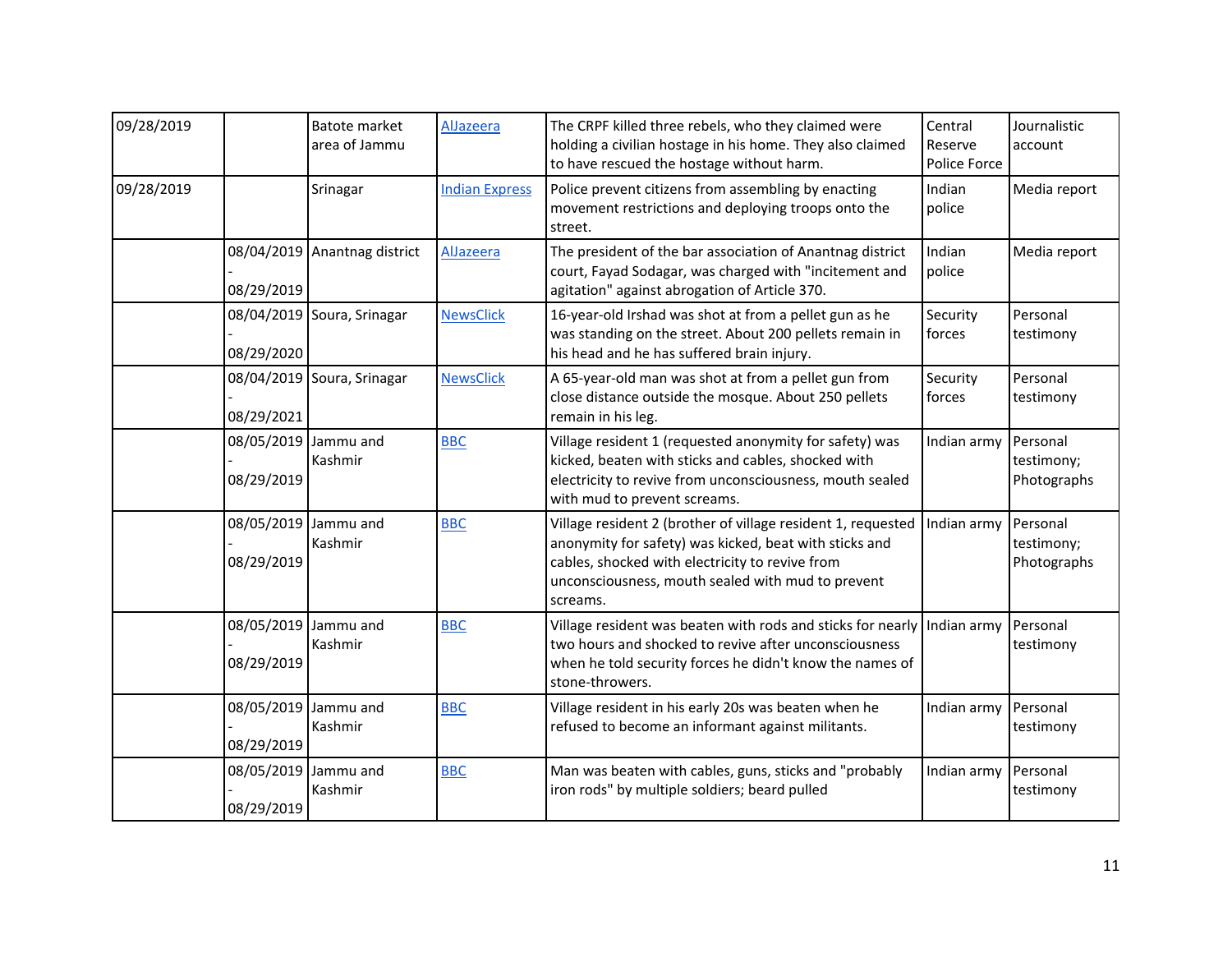| 09/28/2019 | | Batote market area of Jammu | AlJazeera | The CRPF killed three rebels, who they claimed were holding a civilian hostage in his home. They also claimed to have rescued the hostage without harm. | Central Reserve Police Force | Journalistic account |
|---|---|---|---|---|---|---|
| 09/28/2019 | | Srinagar | Indian Express | Police prevent citizens from assembling by enacting movement restrictions and deploying troops onto the street. | Indian police | Media report |
| | 08/04/2019 - 08/29/2019 | Anantnag district | AlJazeera | The president of the bar association of Anantnag district court, Fayad Sodagar, was charged with "incitement and agitation" against abrogation of Article 370. | Indian police | Media report |
| | 08/04/2019 - 08/29/2020 | Soura, Srinagar | NewsClick | 16-year-old Irshad was shot at from a pellet gun as he was standing on the street. About 200 pellets remain in his head and he has suffered brain injury. | Security forces | Personal testimony |
| | 08/04/2019 - 08/29/2021 | Soura, Srinagar | NewsClick | A 65-year-old man was shot at from a pellet gun from close distance outside the mosque. About 250 pellets remain in his leg. | Security forces | Personal testimony |
| | 08/05/2019 - 08/29/2019 | Jammu and Kashmir | BBC | Village resident 1 (requested anonymity for safety) was kicked, beaten with sticks and cables, shocked with electricity to revive from unconsciousness, mouth sealed with mud to prevent screams. | Indian army | Personal testimony; Photographs |
| | 08/05/2019 - 08/29/2019 | Jammu and Kashmir | BBC | Village resident 2 (brother of village resident 1, requested anonymity for safety) was kicked, beat with sticks and cables, shocked with electricity to revive from unconsciousness, mouth sealed with mud to prevent screams. | Indian army | Personal testimony; Photographs |
| | 08/05/2019 - 08/29/2019 | Jammu and Kashmir | BBC | Village resident was beaten with rods and sticks for nearly two hours and shocked to revive after unconsciousness when he told security forces he didn't know the names of stone-throwers. | Indian army | Personal testimony |
| | 08/05/2019 - 08/29/2019 | Jammu and Kashmir | BBC | Village resident in his early 20s was beaten when he refused to become an informant against militants. | Indian army | Personal testimony |
| | 08/05/2019 - 08/29/2019 | Jammu and Kashmir | BBC | Man was beaten with cables, guns, sticks and "probably iron rods" by multiple soldiers; beard pulled | Indian army | Personal testimony |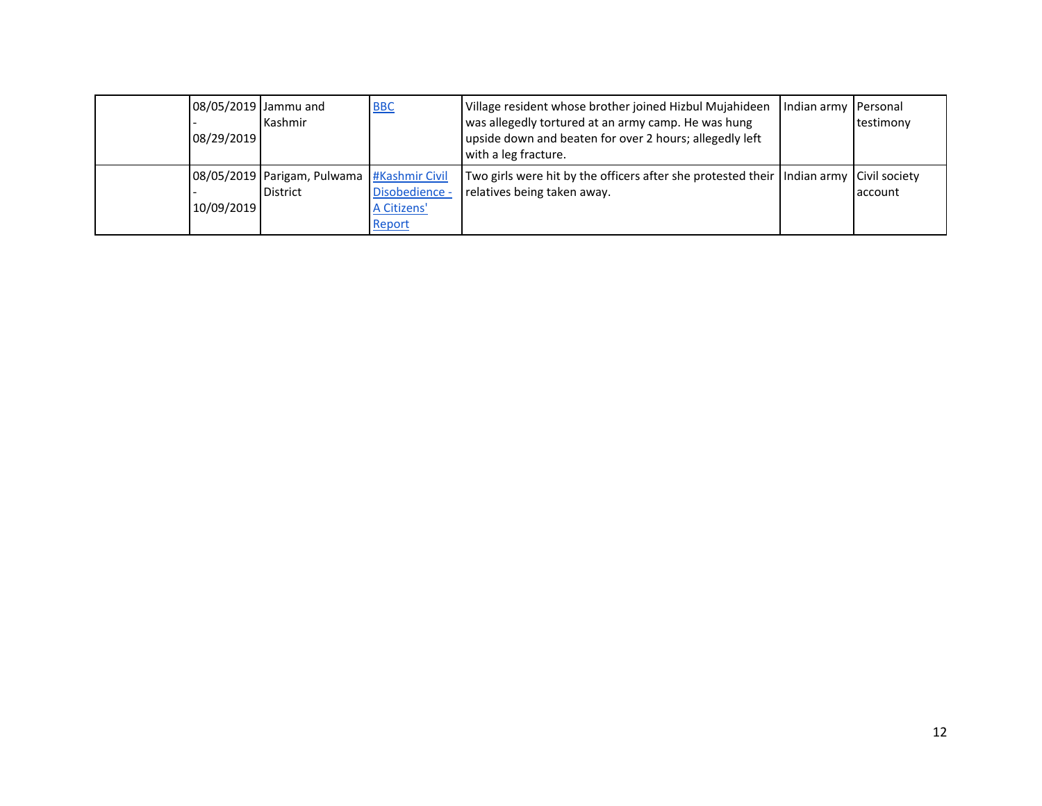| | | | | | | |
|---|---|---|---|---|---|---|
| | 08/05/2019 - 08/29/2019 | Jammu and Kashmir | BBC | Village resident whose brother joined Hizbul Mujahideen was allegedly tortured at an army camp. He was hung upside down and beaten for over 2 hours; allegedly left with a leg fracture. | Indian army | Personal testimony |
| | 08/05/2019 - 10/09/2019 | Parigam, Pulwama District | #Kashmir Civil Disobedience - A Citizens' Report | Two girls were hit by the officers after she protested their relatives being taken away. | Indian army | Civil society account |